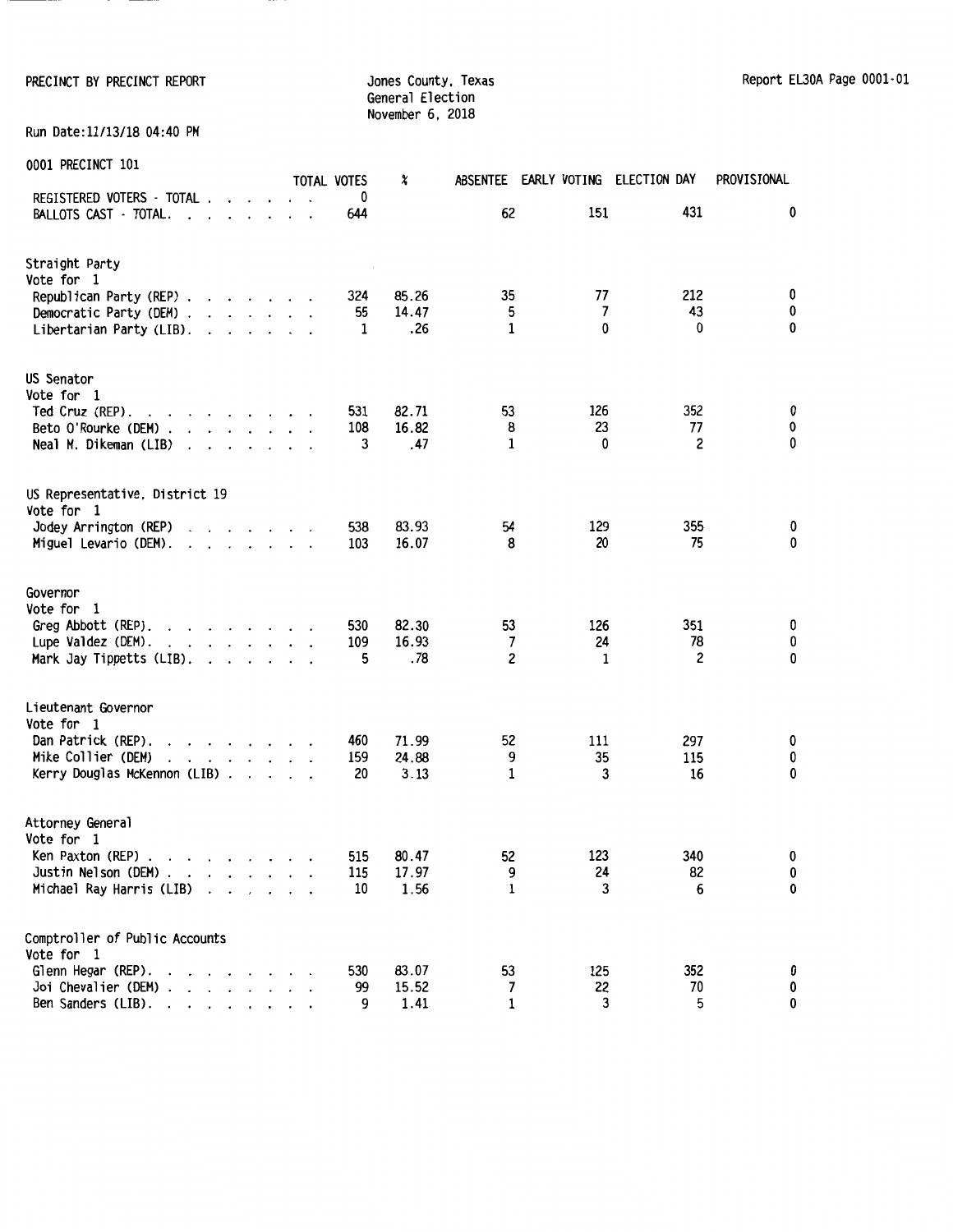PRECINCT BY PRECINCT REPORT

Jones County, Texas
General Election
November 6, 2018

Report EL30A Page 0001-01

Run Date:11/13/18 04:40 PM

0001 PRECINCT 101

| | TOTAL VOTES | % | ABSENTEE | EARLY VOTING | ELECTION DAY | PROVISIONAL |
|---|---|---|---|---|---|---|
| REGISTERED VOTERS - TOTAL | 0 | | | | | |
| BALLOTS CAST - TOTAL. | 644 | | 62 | 151 | 431 | 0 |
| **Straight Party** | | | | | | |
| Vote for 1 | | | | | | |
| Republican Party (REP) | 324 | 85.26 | 35 | 77 | 212 | 0 |
| Democratic Party (DEM) | 55 | 14.47 | 5 | 7 | 43 | 0 |
| Libertarian Party (LIB). | 1 | .26 | 1 | 0 | 0 | 0 |
| **US Senator** | | | | | | |
| Vote for 1 | | | | | | |
| Ted Cruz (REP). | 531 | 82.71 | 53 | 126 | 352 | 0 |
| Beto O'Rourke (DEM) | 108 | 16.82 | 8 | 23 | 77 | 0 |
| Neal M. Dikeman (LIB) | 3 | .47 | 1 | 0 | 2 | 0 |
| **US Representative, District 19** | | | | | | |
| Vote for 1 | | | | | | |
| Jodey Arrington (REP) | 538 | 83.93 | 54 | 129 | 355 | 0 |
| Miguel Levario (DEM). | 103 | 16.07 | 8 | 20 | 75 | 0 |
| **Governor** | | | | | | |
| Vote for 1 | | | | | | |
| Greg Abbott (REP). | 530 | 82.30 | 53 | 126 | 351 | 0 |
| Lupe Valdez (DEM). | 109 | 16.93 | 7 | 24 | 78 | 0 |
| Mark Jay Tippetts (LIB). | 5 | .78 | 2 | 1 | 2 | 0 |
| **Lieutenant Governor** | | | | | | |
| Vote for 1 | | | | | | |
| Dan Patrick (REP). | 460 | 71.99 | 52 | 111 | 297 | 0 |
| Mike Collier (DEM) | 159 | 24.88 | 9 | 35 | 115 | 0 |
| Kerry Douglas McKennon (LIB) | 20 | 3.13 | 1 | 3 | 16 | 0 |
| **Attorney General** | | | | | | |
| Vote for 1 | | | | | | |
| Ken Paxton (REP) | 515 | 80.47 | 52 | 123 | 340 | 0 |
| Justin Nelson (DEM) | 115 | 17.97 | 9 | 24 | 82 | 0 |
| Michael Ray Harris (LIB) | 10 | 1.56 | 1 | 3 | 6 | 0 |
| **Comptroller of Public Accounts** | | | | | | |
| Vote for 1 | | | | | | |
| Glenn Hegar (REP). | 530 | 83.07 | 53 | 125 | 352 | 0 |
| Joi Chevalier (DEM) | 99 | 15.52 | 7 | 22 | 70 | 0 |
| Ben Sanders (LIB). | 9 | 1.41 | 1 | 3 | 5 | 0 |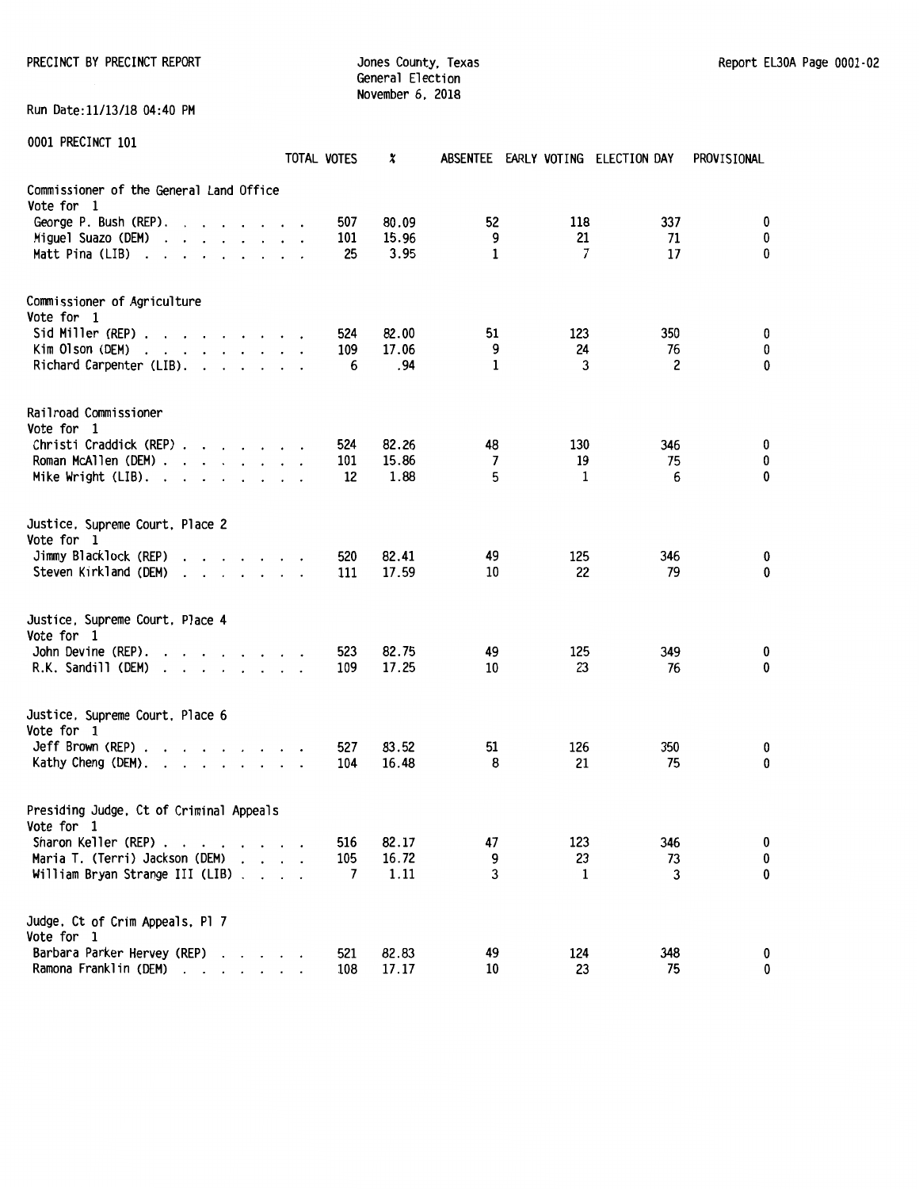PRECINCT BY PRECINCT REPORT

Jones County, Texas
General Election
November 6, 2018

Report EL30A Page 0001-02

Run Date:11/13/18 04:40 PM

0001 PRECINCT 101

| | TOTAL VOTES | % | ABSENTEE | EARLY VOTING | ELECTION DAY | PROVISIONAL |
|---|---|---|---|---|---|---|
| **Commissioner of the General Land Office** | | | | | | |
| Vote for 1 | | | | | | |
| George P. Bush (REP) | 507 | 80.09 | 52 | 118 | 337 | 0 |
| Miguel Suazo (DEM) | 101 | 15.96 | 9 | 21 | 71 | 0 |
| Matt Pina (LIB) | 25 | 3.95 | 1 | 7 | 17 | 0 |
| **Commissioner of Agriculture** | | | | | | |
| Vote for 1 | | | | | | |
| Sid Miller (REP) | 524 | 82.00 | 51 | 123 | 350 | 0 |
| Kim Olson (DEM) | 109 | 17.06 | 9 | 24 | 76 | 0 |
| Richard Carpenter (LIB) | 6 | .94 | 1 | 3 | 2 | 0 |
| **Railroad Commissioner** | | | | | | |
| Vote for 1 | | | | | | |
| Christi Craddick (REP) | 524 | 82.26 | 48 | 130 | 346 | 0 |
| Roman McAllen (DEM) | 101 | 15.86 | 7 | 19 | 75 | 0 |
| Mike Wright (LIB) | 12 | 1.88 | 5 | 1 | 6 | 0 |
| **Justice, Supreme Court, Place 2** | | | | | | |
| Vote for 1 | | | | | | |
| Jimmy Blacklock (REP) | 520 | 82.41 | 49 | 125 | 346 | 0 |
| Steven Kirkland (DEM) | 111 | 17.59 | 10 | 22 | 79 | 0 |
| **Justice, Supreme Court, Place 4** | | | | | | |
| Vote for 1 | | | | | | |
| John Devine (REP) | 523 | 82.75 | 49 | 125 | 349 | 0 |
| R.K. Sandill (DEM) | 109 | 17.25 | 10 | 23 | 76 | 0 |
| **Justice, Supreme Court, Place 6** | | | | | | |
| Vote for 1 | | | | | | |
| Jeff Brown (REP) | 527 | 83.52 | 51 | 126 | 350 | 0 |
| Kathy Cheng (DEM) | 104 | 16.48 | 8 | 21 | 75 | 0 |
| **Presiding Judge, Ct of Criminal Appeals** | | | | | | |
| Vote for 1 | | | | | | |
| Sharon Keller (REP) | 516 | 82.17 | 47 | 123 | 346 | 0 |
| Maria T. (Terri) Jackson (DEM) | 105 | 16.72 | 9 | 23 | 73 | 0 |
| William Bryan Strange III (LIB) | 7 | 1.11 | 3 | 1 | 3 | 0 |
| **Judge, Ct of Crim Appeals, Pl 7** | | | | | | |
| Vote for 1 | | | | | | |
| Barbara Parker Hervey (REP) | 521 | 82.83 | 49 | 124 | 348 | 0 |
| Ramona Franklin (DEM) | 108 | 17.17 | 10 | 23 | 75 | 0 |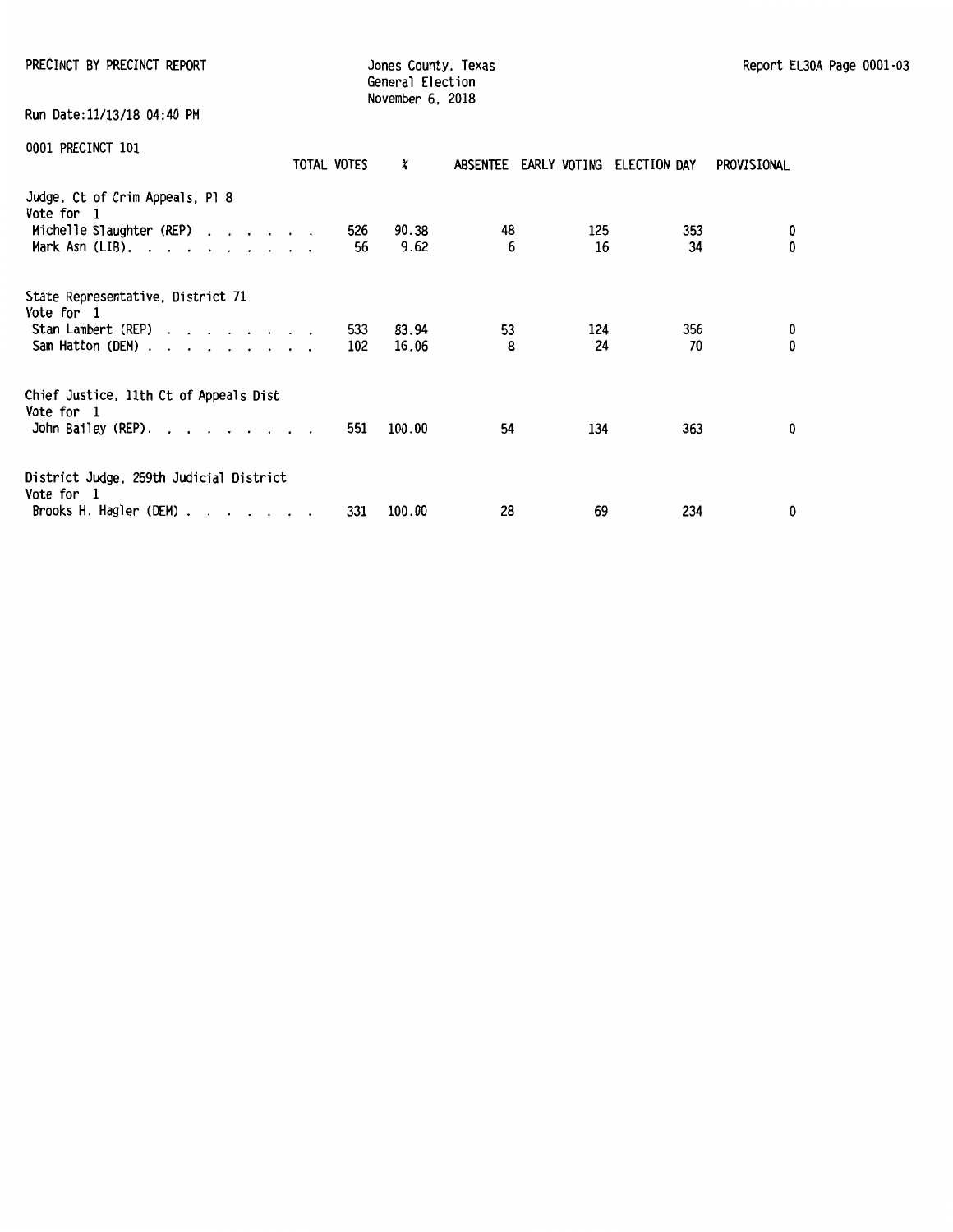PRECINCT BY PRECINCT REPORT

Jones County, Texas
General Election
November 6, 2018

Run Date:11/13/18 04:40 PM

0001 PRECINCT 101

| | TOTAL VOTES | % | ABSENTEE | EARLY VOTING | ELECTION DAY | PROVISIONAL |
|---|---|---|---|---|---|---|
| **Judge, Ct of Crim Appeals, Pl 8** | | | | | | |
| Vote for 1 | | | | | | |
| Michelle Slaughter (REP) | 526 | 90.38 | 48 | 125 | 353 | 0 |
| Mark Ash (LIB) | 56 | 9.62 | 6 | 16 | 34 | 0 |
| **State Representative, District 71** | | | | | | |
| Vote for 1 | | | | | | |
| Stan Lambert (REP) | 533 | 83.94 | 53 | 124 | 356 | 0 |
| Sam Hatton (DEM) | 102 | 16.06 | 8 | 24 | 70 | 0 |
| **Chief Justice, 11th Ct of Appeals Dist** | | | | | | |
| Vote for 1 | | | | | | |
| John Bailey (REP) | 551 | 100.00 | 54 | 134 | 363 | 0 |
| **District Judge, 259th Judicial District** | | | | | | |
| Vote for 1 | | | | | | |
| Brooks H. Hagler (DEM) | 331 | 100.00 | 28 | 69 | 234 | 0 |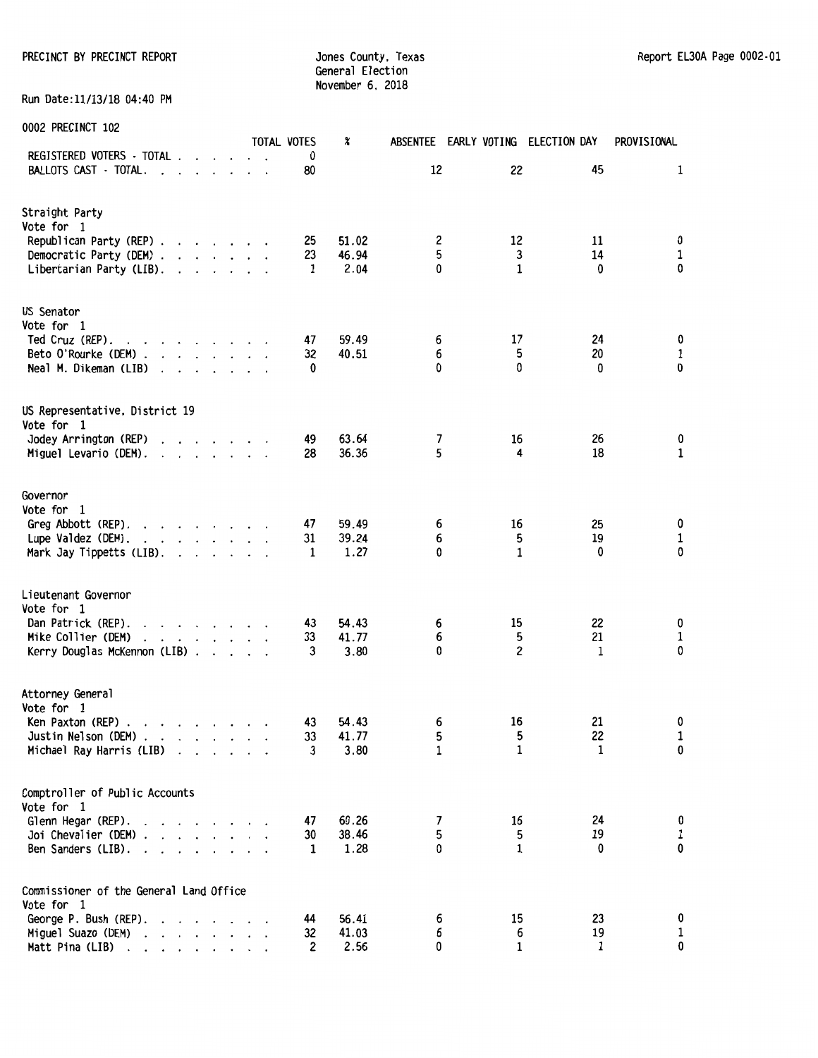PRECINCT BY PRECINCT REPORT

Jones County, Texas
General Election
November 6, 2018

Run Date:11/13/18 04:40 PM

0002 PRECINCT 102

| | TOTAL VOTES | % | ABSENTEE | EARLY VOTING | ELECTION DAY | PROVISIONAL |
|---|---|---|---|---|---|---|
| REGISTERED VOTERS - TOTAL | 0 | | | | | |
| BALLOTS CAST - TOTAL | 80 | | 12 | 22 | 45 | 1 |

**Straight Party**
Vote for 1

| | TOTAL VOTES | % | ABSENTEE | EARLY VOTING | ELECTION DAY | PROVISIONAL |
|---|---|---|---|---|---|---|
| Republican Party (REP) | 25 | 51.02 | 2 | 12 | 11 | 0 |
| Democratic Party (DEM) | 23 | 46.94 | 5 | 3 | 14 | 1 |
| Libertarian Party (LIB) | 1 | 2.04 | 0 | 1 | 0 | 0 |

**US Senator**
Vote for 1

| | TOTAL VOTES | % | ABSENTEE | EARLY VOTING | ELECTION DAY | PROVISIONAL |
|---|---|---|---|---|---|---|
| Ted Cruz (REP) | 47 | 59.49 | 6 | 17 | 24 | 0 |
| Beto O'Rourke (DEM) | 32 | 40.51 | 6 | 5 | 20 | 1 |
| Neal M. Dikeman (LIB) | 0 | | 0 | 0 | 0 | 0 |

**US Representative, District 19**
Vote for 1

| | TOTAL VOTES | % | ABSENTEE | EARLY VOTING | ELECTION DAY | PROVISIONAL |
|---|---|---|---|---|---|---|
| Jodey Arrington (REP) | 49 | 63.64 | 7 | 16 | 26 | 0 |
| Miguel Levario (DEM) | 28 | 36.36 | 5 | 4 | 18 | 1 |

**Governor**
Vote for 1

| | TOTAL VOTES | % | ABSENTEE | EARLY VOTING | ELECTION DAY | PROVISIONAL |
|---|---|---|---|---|---|---|
| Greg Abbott (REP) | 47 | 59.49 | 6 | 16 | 25 | 0 |
| Lupe Valdez (DEM) | 31 | 39.24 | 6 | 5 | 19 | 1 |
| Mark Jay Tippetts (LIB) | 1 | 1.27 | 0 | 1 | 0 | 0 |

**Lieutenant Governor**
Vote for 1

| | TOTAL VOTES | % | ABSENTEE | EARLY VOTING | ELECTION DAY | PROVISIONAL |
|---|---|---|---|---|---|---|
| Dan Patrick (REP) | 43 | 54.43 | 6 | 15 | 22 | 0 |
| Mike Collier (DEM) | 33 | 41.77 | 6 | 5 | 21 | 1 |
| Kerry Douglas McKennon (LIB) | 3 | 3.80 | 0 | 2 | 1 | 0 |

**Attorney General**
Vote for 1

| | TOTAL VOTES | % | ABSENTEE | EARLY VOTING | ELECTION DAY | PROVISIONAL |
|---|---|---|---|---|---|---|
| Ken Paxton (REP) | 43 | 54.43 | 6 | 16 | 21 | 0 |
| Justin Nelson (DEM) | 33 | 41.77 | 5 | 5 | 22 | 1 |
| Michael Ray Harris (LIB) | 3 | 3.80 | 1 | 1 | 1 | 0 |

**Comptroller of Public Accounts**
Vote for 1

| | TOTAL VOTES | % | ABSENTEE | EARLY VOTING | ELECTION DAY | PROVISIONAL |
|---|---|---|---|---|---|---|
| Glenn Hegar (REP) | 47 | 60.26 | 7 | 16 | 24 | 0 |
| Joi Chevalier (DEM) | 30 | 38.46 | 5 | 5 | 19 | 1 |
| Ben Sanders (LIB) | 1 | 1.28 | 0 | 1 | 0 | 0 |

**Commissioner of the General Land Office**
Vote for 1

| | TOTAL VOTES | % | ABSENTEE | EARLY VOTING | ELECTION DAY | PROVISIONAL |
|---|---|---|---|---|---|---|
| George P. Bush (REP) | 44 | 56.41 | 6 | 15 | 23 | 0 |
| Miguel Suazo (DEM) | 32 | 41.03 | 6 | 6 | 19 | 1 |
| Matt Pina (LIB) | 2 | 2.56 | 0 | 1 | 1 | 0 |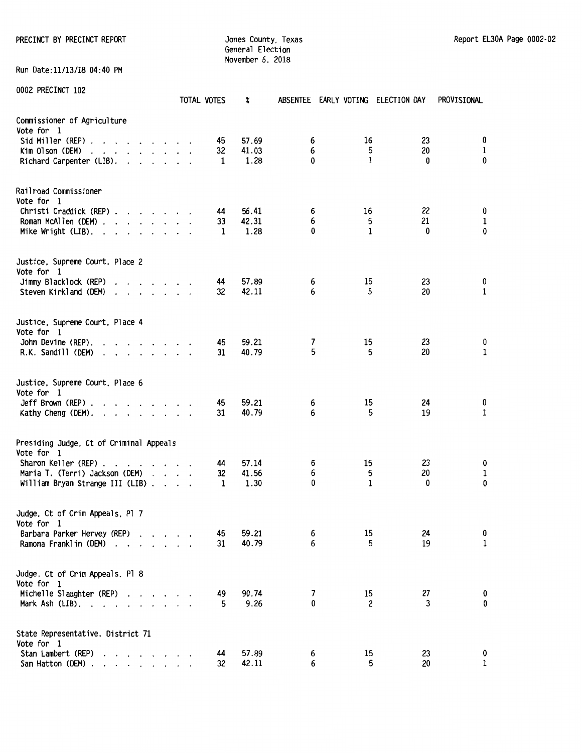PRECINCT BY PRECINCT REPORT

Jones County, Texas
General Election
November 6, 2018

Report EL30A Page 0002-02

Run Date:11/13/18 04:40 PM

0002 PRECINCT 102

| | TOTAL VOTES | % | ABSENTEE | EARLY VOTING | ELECTION DAY | PROVISIONAL |
|---|---|---|---|---|---|---|
| **Commissioner of Agriculture** | | | | | | |
| Vote for 1 | | | | | | |
| Sid Miller (REP) | 45 | 57.69 | 6 | 16 | 23 | 0 |
| Kim Olson (DEM) | 32 | 41.03 | 6 | 5 | 20 | 1 |
| Richard Carpenter (LIB) | 1 | 1.28 | 0 | 1 | 0 | 0 |
| **Railroad Commissioner** | | | | | | |
| Vote for 1 | | | | | | |
| Christi Craddick (REP) | 44 | 56.41 | 6 | 16 | 22 | 0 |
| Roman McAllen (DEM) | 33 | 42.31 | 6 | 5 | 21 | 1 |
| Mike Wright (LIB) | 1 | 1.28 | 0 | 1 | 0 | 0 |
| **Justice, Supreme Court, Place 2** | | | | | | |
| Vote for 1 | | | | | | |
| Jimmy Blacklock (REP) | 44 | 57.89 | 6 | 15 | 23 | 0 |
| Steven Kirkland (DEM) | 32 | 42.11 | 6 | 5 | 20 | 1 |
| **Justice, Supreme Court, Place 4** | | | | | | |
| Vote for 1 | | | | | | |
| John Devine (REP) | 45 | 59.21 | 7 | 15 | 23 | 0 |
| R.K. Sandill (DEM) | 31 | 40.79 | 5 | 5 | 20 | 1 |
| **Justice, Supreme Court, Place 6** | | | | | | |
| Vote for 1 | | | | | | |
| Jeff Brown (REP) | 45 | 59.21 | 6 | 15 | 24 | 0 |
| Kathy Cheng (DEM) | 31 | 40.79 | 6 | 5 | 19 | 1 |
| **Presiding Judge, Ct of Criminal Appeals** | | | | | | |
| Vote for 1 | | | | | | |
| Sharon Keller (REP) | 44 | 57.14 | 6 | 15 | 23 | 0 |
| Maria T. (Terri) Jackson (DEM) | 32 | 41.56 | 6 | 5 | 20 | 1 |
| William Bryan Strange III (LIB) | 1 | 1.30 | 0 | 1 | 0 | 0 |
| **Judge, Ct of Crim Appeals, Pl 7** | | | | | | |
| Vote for 1 | | | | | | |
| Barbara Parker Hervey (REP) | 45 | 59.21 | 6 | 15 | 24 | 0 |
| Ramona Franklin (DEM) | 31 | 40.79 | 6 | 5 | 19 | 1 |
| **Judge, Ct of Crim Appeals, Pl 8** | | | | | | |
| Vote for 1 | | | | | | |
| Michelle Slaughter (REP) | 49 | 90.74 | 7 | 15 | 27 | 0 |
| Mark Ash (LIB) | 5 | 9.26 | 0 | 2 | 3 | 0 |
| **State Representative, District 71** | | | | | | |
| Vote for 1 | | | | | | |
| Stan Lambert (REP) | 44 | 57.89 | 6 | 15 | 23 | 0 |
| Sam Hatton (DEM) | 32 | 42.11 | 6 | 5 | 20 | 1 |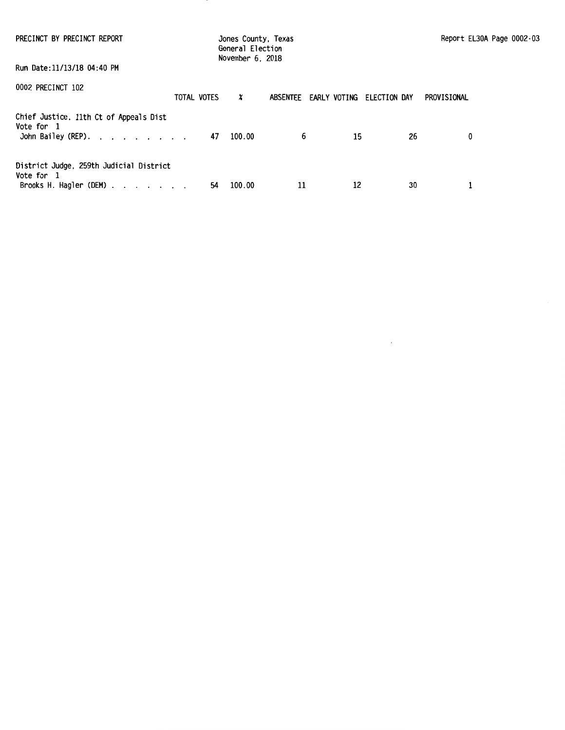PRECINCT BY PRECINCT REPORT

Jones County, Texas
General Election
November 6, 2018

Report EL30A Page 0002-03

Run Date:11/13/18 04:40 PM

0002 PRECINCT 102

| | TOTAL VOTES | % | ABSENTEE | EARLY VOTING | ELECTION DAY | PROVISIONAL |
|---|---|---|---|---|---|---|
| **Chief Justice, 11th Ct of Appeals Dist** | | | | | | |
| Vote for 1 | | | | | | |
| John Bailey (REP). . . . . . . . . | 47 | 100.00 | 6 | 15 | 26 | 0 |
| **District Judge, 259th Judicial District** | | | | | | |
| Vote for 1 | | | | | | |
| Brooks H. Hagler (DEM) . . . . . . . | 54 | 100.00 | 11 | 12 | 30 | 1 |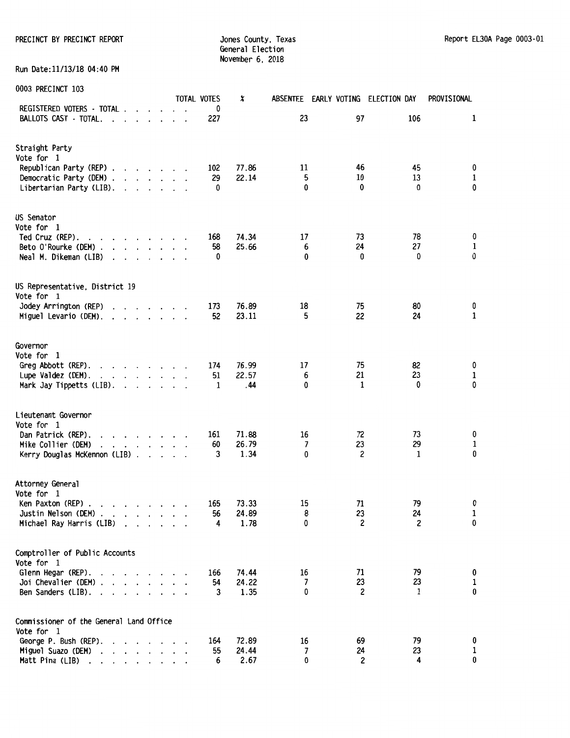PRECINCT BY PRECINCT REPORT

Jones County, Texas
General Election
November 6, 2018

Report EL30A Page 0003-01

Run Date:11/13/18 04:40 PM

0003 PRECINCT 103

| | TOTAL VOTES | % | ABSENTEE | EARLY VOTING | ELECTION DAY | PROVISIONAL |
|---|---|---|---|---|---|---|
| REGISTERED VOTERS - TOTAL | 0 | | | | | |
| BALLOTS CAST - TOTAL | 227 | | 23 | 97 | 106 | 1 |
| **Straight Party** | | | | | | |
| Vote for 1 | | | | | | |
| Republican Party (REP) | 102 | 77.86 | 11 | 46 | 45 | 0 |
| Democratic Party (DEM) | 29 | 22.14 | 5 | 10 | 13 | 1 |
| Libertarian Party (LIB) | 0 | | 0 | 0 | 0 | 0 |
| **US Senator** | | | | | | |
| Vote for 1 | | | | | | |
| Ted Cruz (REP) | 168 | 74.34 | 17 | 73 | 78 | 0 |
| Beto O'Rourke (DEM) | 58 | 25.66 | 6 | 24 | 27 | 1 |
| Neal M. Dikeman (LIB) | 0 | | 0 | 0 | 0 | 0 |
| **US Representative, District 19** | | | | | | |
| Vote for 1 | | | | | | |
| Jodey Arrington (REP) | 173 | 76.89 | 18 | 75 | 80 | 0 |
| Miguel Levario (DEM) | 52 | 23.11 | 5 | 22 | 24 | 1 |
| **Governor** | | | | | | |
| Vote for 1 | | | | | | |
| Greg Abbott (REP) | 174 | 76.99 | 17 | 75 | 82 | 0 |
| Lupe Valdez (DEM) | 51 | 22.57 | 6 | 21 | 23 | 1 |
| Mark Jay Tippetts (LIB) | 1 | .44 | 0 | 1 | 0 | 0 |
| **Lieutenant Governor** | | | | | | |
| Vote for 1 | | | | | | |
| Dan Patrick (REP) | 161 | 71.88 | 16 | 72 | 73 | 0 |
| Mike Collier (DEM) | 60 | 26.79 | 7 | 23 | 29 | 1 |
| Kerry Douglas McKennon (LIB) | 3 | 1.34 | 0 | 2 | 1 | 0 |
| **Attorney General** | | | | | | |
| Vote for 1 | | | | | | |
| Ken Paxton (REP) | 165 | 73.33 | 15 | 71 | 79 | 0 |
| Justin Nelson (DEM) | 56 | 24.89 | 8 | 23 | 24 | 1 |
| Michael Ray Harris (LIB) | 4 | 1.78 | 0 | 2 | 2 | 0 |
| **Comptroller of Public Accounts** | | | | | | |
| Vote for 1 | | | | | | |
| Glenn Hegar (REP) | 166 | 74.44 | 16 | 71 | 79 | 0 |
| Joi Chevalier (DEM) | 54 | 24.22 | 7 | 23 | 23 | 1 |
| Ben Sanders (LIB) | 3 | 1.35 | 0 | 2 | 1 | 0 |
| **Commissioner of the General Land Office** | | | | | | |
| Vote for 1 | | | | | | |
| George P. Bush (REP) | 164 | 72.89 | 16 | 69 | 79 | 0 |
| Miguel Suazo (DEM) | 55 | 24.44 | 7 | 24 | 23 | 1 |
| Matt Pina (LIB) | 6 | 2.67 | 0 | 2 | 4 | 0 |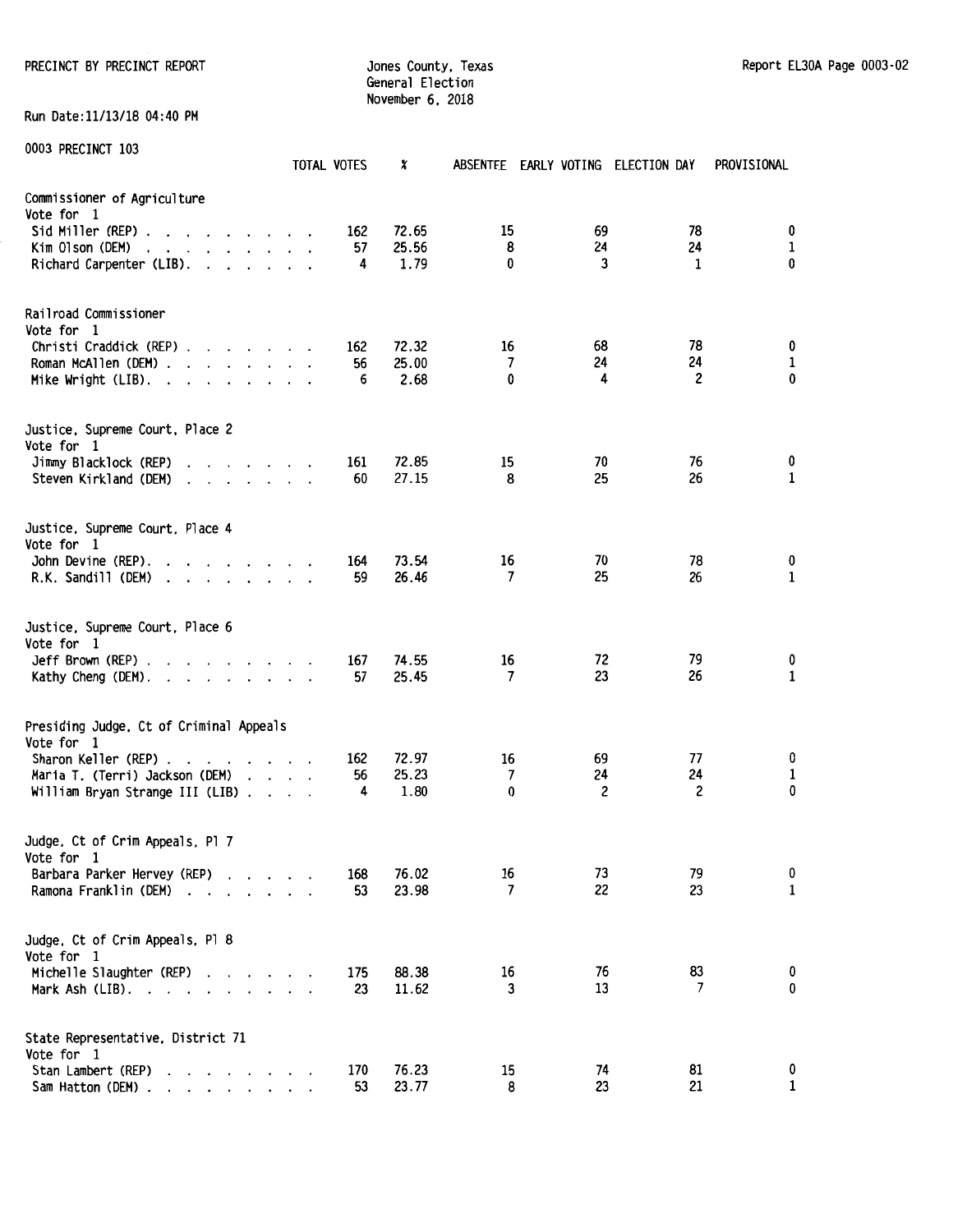PRECINCT BY PRECINCT REPORT

Jones County, Texas
General Election
November 6, 2018

Report EL30A Page 0003-02

Run Date:11/13/18 04:40 PM

0003 PRECINCT 103

| | TOTAL VOTES | % | ABSENTEE | EARLY VOTING | ELECTION DAY | PROVISIONAL |
|---|---|---|---|---|---|---|
| **Commissioner of Agriculture** | | | | | | |
| Vote for 1 | | | | | | |
| Sid Miller (REP) | 162 | 72.65 | 15 | 69 | 78 | 0 |
| Kim Olson (DEM) | 57 | 25.56 | 8 | 24 | 24 | 1 |
| Richard Carpenter (LIB) | 4 | 1.79 | 0 | 3 | 1 | 0 |
| **Railroad Commissioner** | | | | | | |
| Vote for 1 | | | | | | |
| Christi Craddick (REP) | 162 | 72.32 | 16 | 68 | 78 | 0 |
| Roman McAllen (DEM) | 56 | 25.00 | 7 | 24 | 24 | 1 |
| Mike Wright (LIB) | 6 | 2.68 | 0 | 4 | 2 | 0 |
| **Justice, Supreme Court, Place 2** | | | | | | |
| Vote for 1 | | | | | | |
| Jimmy Blacklock (REP) | 161 | 72.85 | 15 | 70 | 76 | 0 |
| Steven Kirkland (DEM) | 60 | 27.15 | 8 | 25 | 26 | 1 |
| **Justice, Supreme Court, Place 4** | | | | | | |
| Vote for 1 | | | | | | |
| John Devine (REP) | 164 | 73.54 | 16 | 70 | 78 | 0 |
| R.K. Sandill (DEM) | 59 | 26.46 | 7 | 25 | 26 | 1 |
| **Justice, Supreme Court, Place 6** | | | | | | |
| Vote for 1 | | | | | | |
| Jeff Brown (REP) | 167 | 74.55 | 16 | 72 | 79 | 0 |
| Kathy Cheng (DEM) | 57 | 25.45 | 7 | 23 | 26 | 1 |
| **Presiding Judge, Ct of Criminal Appeals** | | | | | | |
| Vote for 1 | | | | | | |
| Sharon Keller (REP) | 162 | 72.97 | 16 | 69 | 77 | 0 |
| Maria T. (Terri) Jackson (DEM) | 56 | 25.23 | 7 | 24 | 24 | 1 |
| William Bryan Strange III (LIB) | 4 | 1.80 | 0 | 2 | 2 | 0 |
| **Judge, Ct of Crim Appeals, Pl 7** | | | | | | |
| Vote for 1 | | | | | | |
| Barbara Parker Hervey (REP) | 168 | 76.02 | 16 | 73 | 79 | 0 |
| Ramona Franklin (DEM) | 53 | 23.98 | 7 | 22 | 23 | 1 |
| **Judge, Ct of Crim Appeals, Pl 8** | | | | | | |
| Vote for 1 | | | | | | |
| Michelle Slaughter (REP) | 175 | 88.38 | 16 | 76 | 83 | 0 |
| Mark Ash (LIB) | 23 | 11.62 | 3 | 13 | 7 | 0 |
| **State Representative, District 71** | | | | | | |
| Vote for 1 | | | | | | |
| Stan Lambert (REP) | 170 | 76.23 | 15 | 74 | 81 | 0 |
| Sam Hatton (DEM) | 53 | 23.77 | 8 | 23 | 21 | 1 |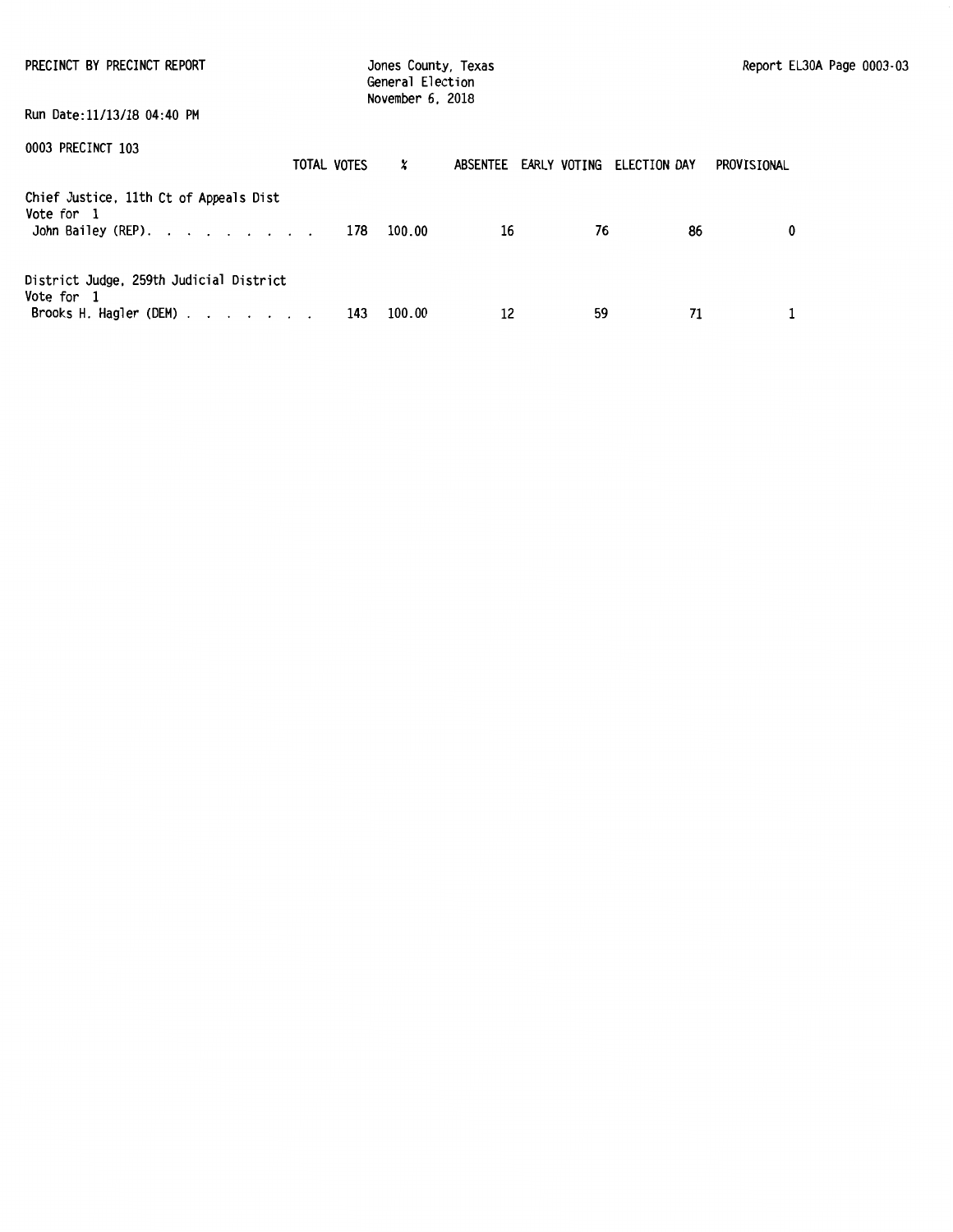PRECINCT BY PRECINCT REPORT

Jones County, Texas
General Election
November 6, 2018

Report EL30A Page 0003-03

Run Date:11/13/18 04:40 PM

0003 PRECINCT 103

| | TOTAL VOTES | % | ABSENTEE | EARLY VOTING | ELECTION DAY | PROVISIONAL |
|---|---|---|---|---|---|---|
| **Chief Justice, 11th Ct of Appeals Dist** | | | | | | |
| Vote for 1 | | | | | | |
| John Bailey (REP). . . . . . . . . | 178 | 100.00 | 16 | 76 | 86 | 0 |
| **District Judge, 259th Judicial District** | | | | | | |
| Vote for 1 | | | | | | |
| Brooks H. Hagler (DEM) . . . . . . . | 143 | 100.00 | 12 | 59 | 71 | 1 |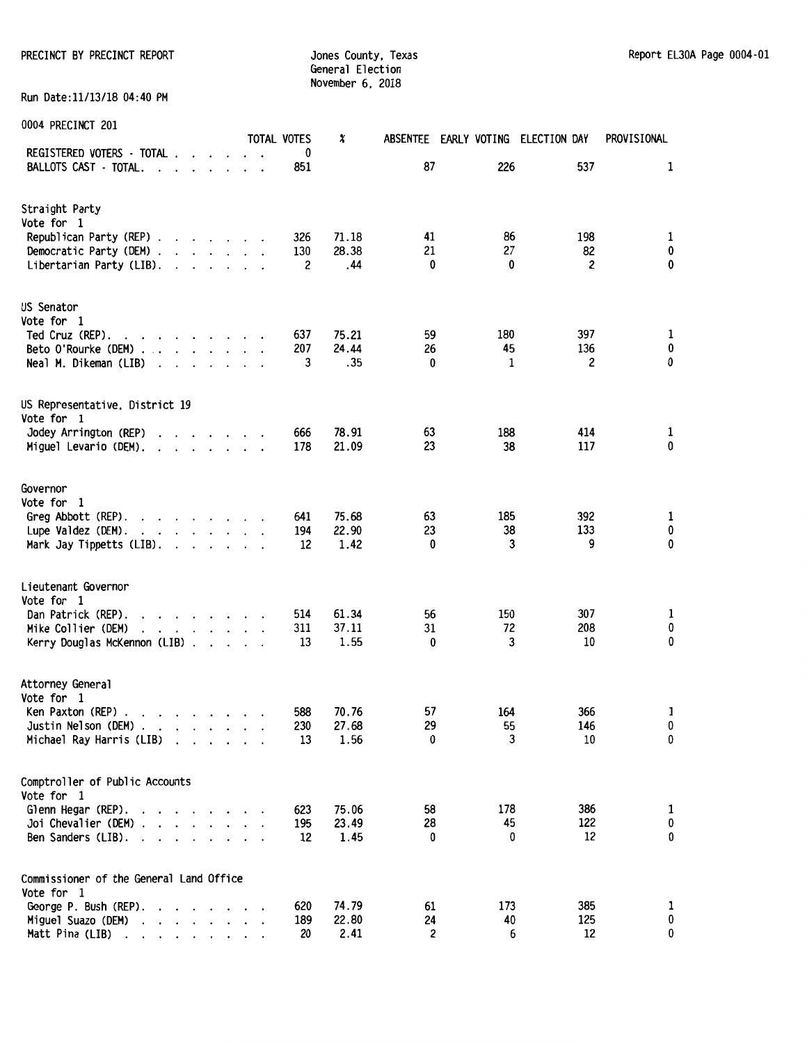PRECINCT BY PRECINCT REPORT

Jones County, Texas
General Election
November 6, 2018

Report EL30A Page 0004-01

Run Date:11/13/18 04:40 PM

0004 PRECINCT 201

| | TOTAL VOTES | % | ABSENTEE | EARLY VOTING | ELECTION DAY | PROVISIONAL |
|---|---|---|---|---|---|---|
| REGISTERED VOTERS - TOTAL | 0 | | | | | |
| BALLOTS CAST - TOTAL | 851 | | 87 | 226 | 537 | 1 |

Straight Party
Vote for 1

| | TOTAL VOTES | % | ABSENTEE | EARLY VOTING | ELECTION DAY | PROVISIONAL |
|---|---|---|---|---|---|---|
| Republican Party (REP) | 326 | 71.18 | 41 | 86 | 198 | 1 |
| Democratic Party (DEM) | 130 | 28.38 | 21 | 27 | 82 | 0 |
| Libertarian Party (LIB) | 2 | .44 | 0 | 0 | 2 | 0 |

US Senator
Vote for 1

| | TOTAL VOTES | % | ABSENTEE | EARLY VOTING | ELECTION DAY | PROVISIONAL |
|---|---|---|---|---|---|---|
| Ted Cruz (REP) | 637 | 75.21 | 59 | 180 | 397 | 1 |
| Beto O'Rourke (DEM) | 207 | 24.44 | 26 | 45 | 136 | 0 |
| Neal M. Dikeman (LIB) | 3 | .35 | 0 | 1 | 2 | 0 |

US Representative, District 19
Vote for 1

| | TOTAL VOTES | % | ABSENTEE | EARLY VOTING | ELECTION DAY | PROVISIONAL |
|---|---|---|---|---|---|---|
| Jodey Arrington (REP) | 666 | 78.91 | 63 | 188 | 414 | 1 |
| Miguel Levario (DEM) | 178 | 21.09 | 23 | 38 | 117 | 0 |

Governor
Vote for 1

| | TOTAL VOTES | % | ABSENTEE | EARLY VOTING | ELECTION DAY | PROVISIONAL |
|---|---|---|---|---|---|---|
| Greg Abbott (REP) | 641 | 75.68 | 63 | 185 | 392 | 1 |
| Lupe Valdez (DEM) | 194 | 22.90 | 23 | 38 | 133 | 0 |
| Mark Jay Tippetts (LIB) | 12 | 1.42 | 0 | 3 | 9 | 0 |

Lieutenant Governor
Vote for 1

| | TOTAL VOTES | % | ABSENTEE | EARLY VOTING | ELECTION DAY | PROVISIONAL |
|---|---|---|---|---|---|---|
| Dan Patrick (REP) | 514 | 61.34 | 56 | 150 | 307 | 1 |
| Mike Collier (DEM) | 311 | 37.11 | 31 | 72 | 208 | 0 |
| Kerry Douglas McKennon (LIB) | 13 | 1.55 | 0 | 3 | 10 | 0 |

Attorney General
Vote for 1

| | TOTAL VOTES | % | ABSENTEE | EARLY VOTING | ELECTION DAY | PROVISIONAL |
|---|---|---|---|---|---|---|
| Ken Paxton (REP) | 588 | 70.76 | 57 | 164 | 366 | 1 |
| Justin Nelson (DEM) | 230 | 27.68 | 29 | 55 | 146 | 0 |
| Michael Ray Harris (LIB) | 13 | 1.56 | 0 | 3 | 10 | 0 |

Comptroller of Public Accounts
Vote for 1

| | TOTAL VOTES | % | ABSENTEE | EARLY VOTING | ELECTION DAY | PROVISIONAL |
|---|---|---|---|---|---|---|
| Glenn Hegar (REP) | 623 | 75.06 | 58 | 178 | 386 | 1 |
| Joi Chevalier (DEM) | 195 | 23.49 | 28 | 45 | 122 | 0 |
| Ben Sanders (LIB) | 12 | 1.45 | 0 | 0 | 12 | 0 |

Commissioner of the General Land Office
Vote for 1

| | TOTAL VOTES | % | ABSENTEE | EARLY VOTING | ELECTION DAY | PROVISIONAL |
|---|---|---|---|---|---|---|
| George P. Bush (REP) | 620 | 74.79 | 61 | 173 | 385 | 1 |
| Miguel Suazo (DEM) | 189 | 22.80 | 24 | 40 | 125 | 0 |
| Matt Pina (LIB) | 20 | 2.41 | 2 | 6 | 12 | 0 |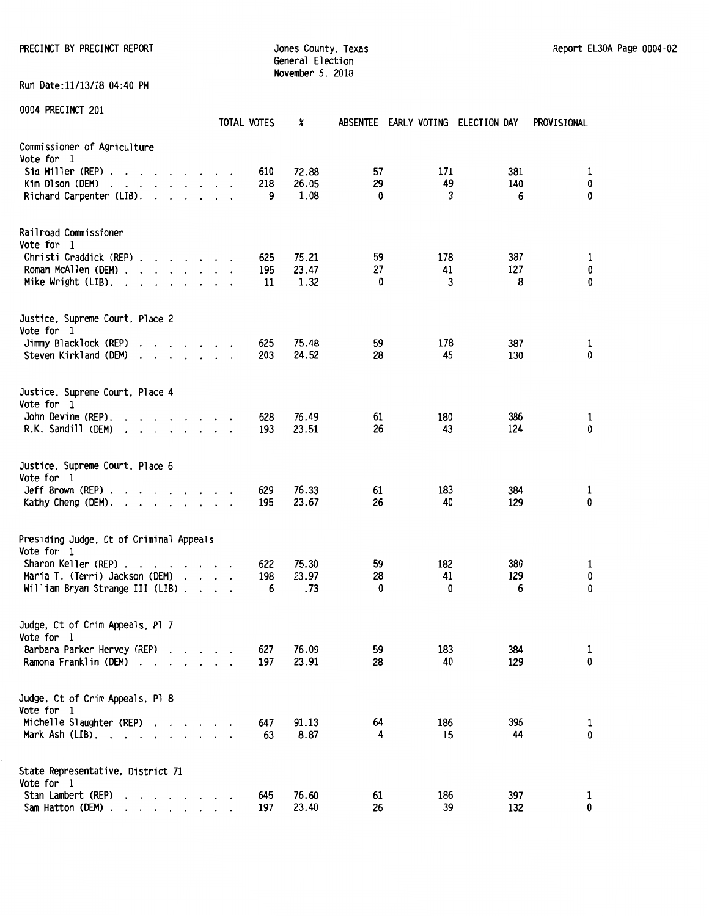PRECINCT BY PRECINCT REPORT

Jones County, Texas
General Election
November 6, 2018

Report EL30A Page 0004-02

Run Date:11/13/18 04:40 PM

0004 PRECINCT 201

| | TOTAL VOTES | % | ABSENTEE | EARLY VOTING | ELECTION DAY | PROVISIONAL |
|---|---|---|---|---|---|---|
| **Commissioner of Agriculture** | | | | | | |
| Vote for 1 | | | | | | |
| Sid Miller (REP) | 610 | 72.88 | 57 | 171 | 381 | 1 |
| Kim Olson (DEM) | 218 | 26.05 | 29 | 49 | 140 | 0 |
| Richard Carpenter (LIB) | 9 | 1.08 | 0 | 3 | 6 | 0 |
| **Railroad Commissioner** | | | | | | |
| Vote for 1 | | | | | | |
| Christi Craddick (REP) | 625 | 75.21 | 59 | 178 | 387 | 1 |
| Roman McAllen (DEM) | 195 | 23.47 | 27 | 41 | 127 | 0 |
| Mike Wright (LIB) | 11 | 1.32 | 0 | 3 | 8 | 0 |
| **Justice, Supreme Court, Place 2** | | | | | | |
| Vote for 1 | | | | | | |
| Jimmy Blacklock (REP) | 625 | 75.48 | 59 | 178 | 387 | 1 |
| Steven Kirkland (DEM) | 203 | 24.52 | 28 | 45 | 130 | 0 |
| **Justice, Supreme Court, Place 4** | | | | | | |
| Vote for 1 | | | | | | |
| John Devine (REP) | 628 | 76.49 | 61 | 180 | 386 | 1 |
| R.K. Sandill (DEM) | 193 | 23.51 | 26 | 43 | 124 | 0 |
| **Justice, Supreme Court, Place 6** | | | | | | |
| Vote for 1 | | | | | | |
| Jeff Brown (REP) | 629 | 76.33 | 61 | 183 | 384 | 1 |
| Kathy Cheng (DEM) | 195 | 23.67 | 26 | 40 | 129 | 0 |
| **Presiding Judge, Ct of Criminal Appeals** | | | | | | |
| Vote for 1 | | | | | | |
| Sharon Keller (REP) | 622 | 75.30 | 59 | 182 | 380 | 1 |
| Maria T. (Terri) Jackson (DEM) | 198 | 23.97 | 28 | 41 | 129 | 0 |
| William Bryan Strange III (LIB) | 6 | .73 | 0 | 0 | 6 | 0 |
| **Judge, Ct of Crim Appeals, Pl 7** | | | | | | |
| Vote for 1 | | | | | | |
| Barbara Parker Hervey (REP) | 627 | 76.09 | 59 | 183 | 384 | 1 |
| Ramona Franklin (DEM) | 197 | 23.91 | 28 | 40 | 129 | 0 |
| **Judge, Ct of Crim Appeals, Pl 8** | | | | | | |
| Vote for 1 | | | | | | |
| Michelle Slaughter (REP) | 647 | 91.13 | 64 | 186 | 396 | 1 |
| Mark Ash (LIB) | 63 | 8.87 | 4 | 15 | 44 | 0 |
| **State Representative, District 71** | | | | | | |
| Vote for 1 | | | | | | |
| Stan Lambert (REP) | 645 | 76.60 | 61 | 186 | 397 | 1 |
| Sam Hatton (DEM) | 197 | 23.40 | 26 | 39 | 132 | 0 |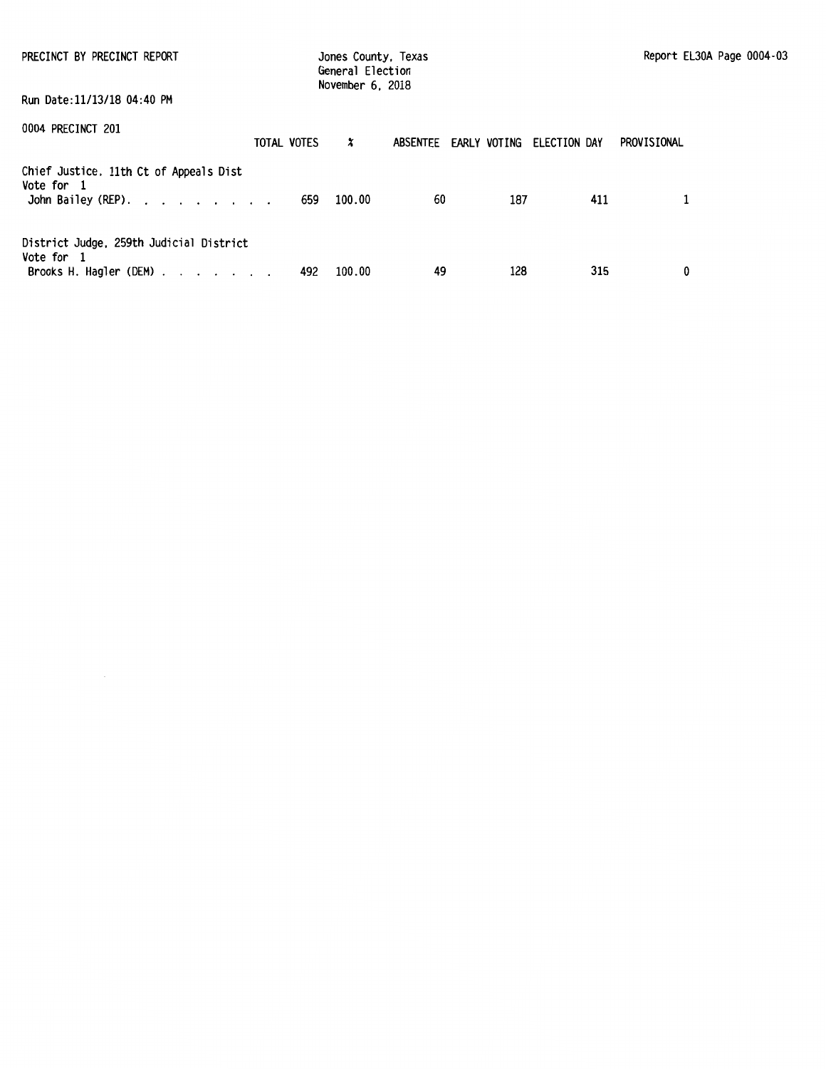PRECINCT BY PRECINCT REPORT

Jones County, Texas
General Election
November 6, 2018

Report EL30A Page 0004-03

Run Date:11/13/18 04:40 PM

0004 PRECINCT 201

| | TOTAL VOTES | % | ABSENTEE | EARLY VOTING | ELECTION DAY | PROVISIONAL |
|---|---|---|---|---|---|---|
| **Chief Justice, 11th Ct of Appeals Dist** | | | | | | |
| Vote for 1 | | | | | | |
| John Bailey (REP). . . . . . . . . | 659 | 100.00 | 60 | 187 | 411 | 1 |
| **District Judge, 259th Judicial District** | | | | | | |
| Vote for 1 | | | | | | |
| Brooks H. Hagler (DEM) . . . . . . . | 492 | 100.00 | 49 | 128 | 315 | 0 |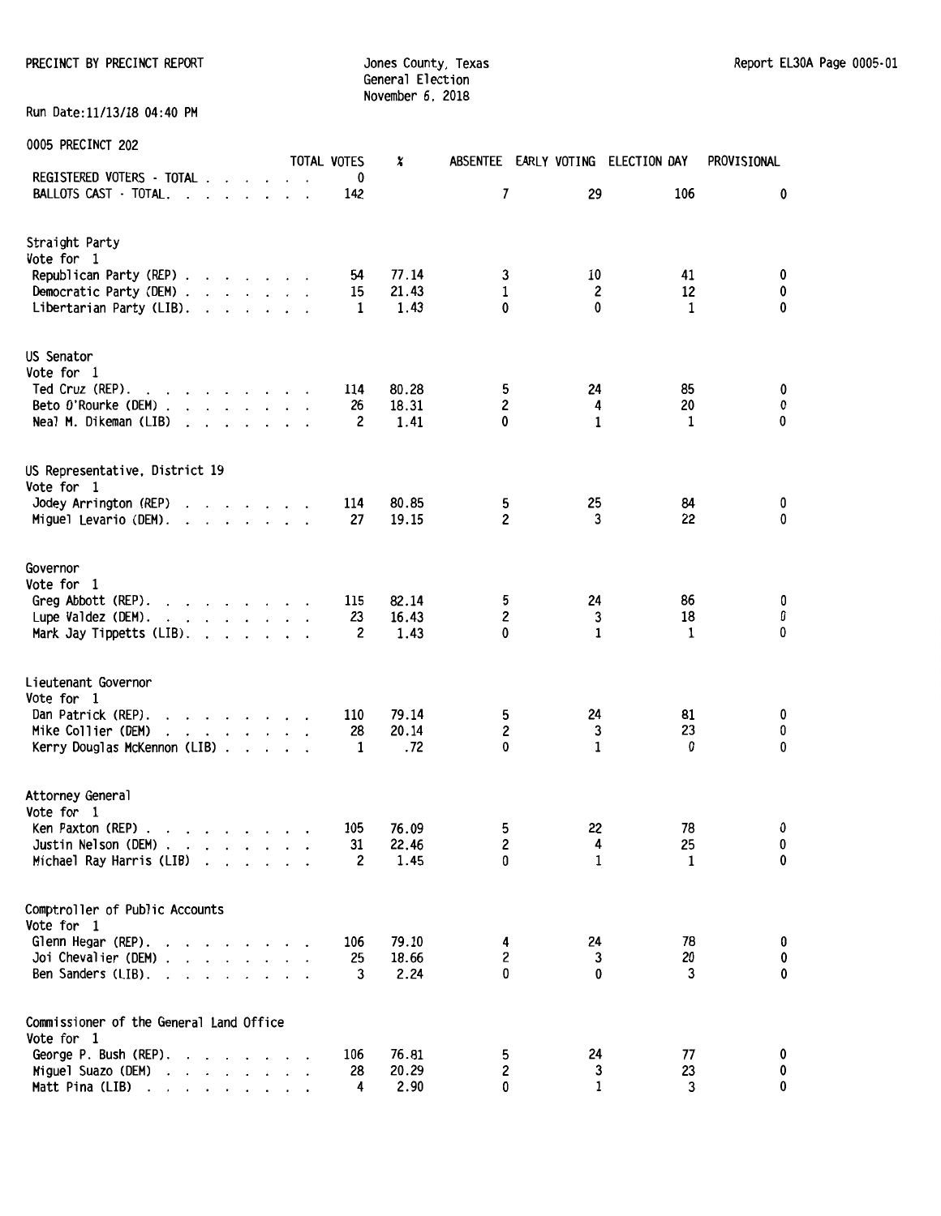PRECINCT BY PRECINCT REPORT

Jones County, Texas
General Election
November 6, 2018

Report EL30A Page 0005-01

Run Date:11/13/18 04:40 PM

0005 PRECINCT 202

| | TOTAL VOTES | % | ABSENTEE | EARLY VOTING | ELECTION DAY | PROVISIONAL |
|---|---|---|---|---|---|---|
| REGISTERED VOTERS - TOTAL | 0 | | | | | |
| BALLOTS CAST - TOTAL | 142 | | 7 | 29 | 106 | 0 |

Straight Party
Vote for 1

| | TOTAL VOTES | % | ABSENTEE | EARLY VOTING | ELECTION DAY | PROVISIONAL |
|---|---|---|---|---|---|---|
| Republican Party (REP) | 54 | 77.14 | 3 | 10 | 41 | 0 |
| Democratic Party (DEM) | 15 | 21.43 | 1 | 2 | 12 | 0 |
| Libertarian Party (LIB) | 1 | 1.43 | 0 | 0 | 1 | 0 |

US Senator
Vote for 1

| | TOTAL VOTES | % | ABSENTEE | EARLY VOTING | ELECTION DAY | PROVISIONAL |
|---|---|---|---|---|---|---|
| Ted Cruz (REP) | 114 | 80.28 | 5 | 24 | 85 | 0 |
| Beto O'Rourke (DEM) | 26 | 18.31 | 2 | 4 | 20 | 0 |
| Neal M. Dikeman (LIB) | 2 | 1.41 | 0 | 1 | 1 | 0 |

US Representative, District 19
Vote for 1

| | TOTAL VOTES | % | ABSENTEE | EARLY VOTING | ELECTION DAY | PROVISIONAL |
|---|---|---|---|---|---|---|
| Jodey Arrington (REP) | 114 | 80.85 | 5 | 25 | 84 | 0 |
| Miguel Levario (DEM) | 27 | 19.15 | 2 | 3 | 22 | 0 |

Governor
Vote for 1

| | TOTAL VOTES | % | ABSENTEE | EARLY VOTING | ELECTION DAY | PROVISIONAL |
|---|---|---|---|---|---|---|
| Greg Abbott (REP) | 115 | 82.14 | 5 | 24 | 86 | 0 |
| Lupe Valdez (DEM) | 23 | 16.43 | 2 | 3 | 18 | 0 |
| Mark Jay Tippetts (LIB) | 2 | 1.43 | 0 | 1 | 1 | 0 |

Lieutenant Governor
Vote for 1

| | TOTAL VOTES | % | ABSENTEE | EARLY VOTING | ELECTION DAY | PROVISIONAL |
|---|---|---|---|---|---|---|
| Dan Patrick (REP) | 110 | 79.14 | 5 | 24 | 81 | 0 |
| Mike Collier (DEM) | 28 | 20.14 | 2 | 3 | 23 | 0 |
| Kerry Douglas McKennon (LIB) | 1 | .72 | 0 | 1 | 0 | 0 |

Attorney General
Vote for 1

| | TOTAL VOTES | % | ABSENTEE | EARLY VOTING | ELECTION DAY | PROVISIONAL |
|---|---|---|---|---|---|---|
| Ken Paxton (REP) | 105 | 76.09 | 5 | 22 | 78 | 0 |
| Justin Nelson (DEM) | 31 | 22.46 | 2 | 4 | 25 | 0 |
| Michael Ray Harris (LIB) | 2 | 1.45 | 0 | 1 | 1 | 0 |

Comptroller of Public Accounts
Vote for 1

| | TOTAL VOTES | % | ABSENTEE | EARLY VOTING | ELECTION DAY | PROVISIONAL |
|---|---|---|---|---|---|---|
| Glenn Hegar (REP) | 106 | 79.10 | 4 | 24 | 78 | 0 |
| Joi Chevalier (DEM) | 25 | 18.66 | 2 | 3 | 20 | 0 |
| Ben Sanders (LIB) | 3 | 2.24 | 0 | 0 | 3 | 0 |

Commissioner of the General Land Office
Vote for 1

| | TOTAL VOTES | % | ABSENTEE | EARLY VOTING | ELECTION DAY | PROVISIONAL |
|---|---|---|---|---|---|---|
| George P. Bush (REP) | 106 | 76.81 | 5 | 24 | 77 | 0 |
| Miguel Suazo (DEM) | 28 | 20.29 | 2 | 3 | 23 | 0 |
| Matt Pina (LIB) | 4 | 2.90 | 0 | 1 | 3 | 0 |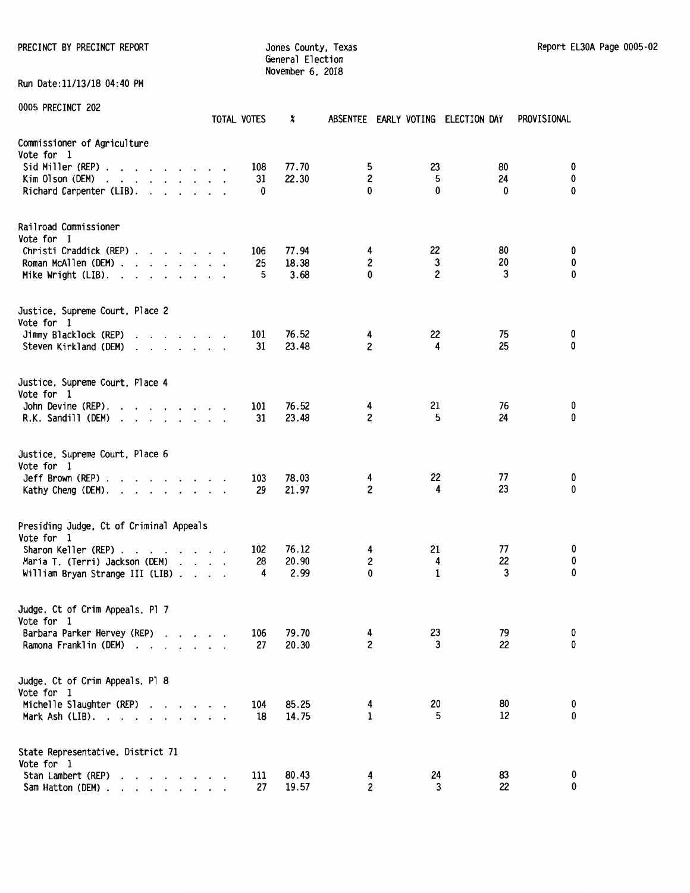PRECINCT BY PRECINCT REPORT

Jones County, Texas
General Election
November 6, 2018

Report EL30A Page 0005-02

Run Date:11/13/18 04:40 PM

0005 PRECINCT 202

| | TOTAL VOTES | % | ABSENTEE | EARLY VOTING | ELECTION DAY | PROVISIONAL |
|---|---|---|---|---|---|---|
| **Commissioner of Agriculture** | | | | | | |
| Vote for 1 | | | | | | |
| Sid Miller (REP) | 108 | 77.70 | 5 | 23 | 80 | 0 |
| Kim Olson (DEM) | 31 | 22.30 | 2 | 5 | 24 | 0 |
| Richard Carpenter (LIB) | 0 | | 0 | 0 | 0 | 0 |
| **Railroad Commissioner** | | | | | | |
| Vote for 1 | | | | | | |
| Christi Craddick (REP) | 106 | 77.94 | 4 | 22 | 80 | 0 |
| Roman McAllen (DEM) | 25 | 18.38 | 2 | 3 | 20 | 0 |
| Mike Wright (LIB) | 5 | 3.68 | 0 | 2 | 3 | 0 |
| **Justice, Supreme Court, Place 2** | | | | | | |
| Vote for 1 | | | | | | |
| Jimmy Blacklock (REP) | 101 | 76.52 | 4 | 22 | 75 | 0 |
| Steven Kirkland (DEM) | 31 | 23.48 | 2 | 4 | 25 | 0 |
| **Justice, Supreme Court, Place 4** | | | | | | |
| Vote for 1 | | | | | | |
| John Devine (REP) | 101 | 76.52 | 4 | 21 | 76 | 0 |
| R.K. Sandill (DEM) | 31 | 23.48 | 2 | 5 | 24 | 0 |
| **Justice, Supreme Court, Place 6** | | | | | | |
| Vote for 1 | | | | | | |
| Jeff Brown (REP) | 103 | 78.03 | 4 | 22 | 77 | 0 |
| Kathy Cheng (DEM) | 29 | 21.97 | 2 | 4 | 23 | 0 |
| **Presiding Judge, Ct of Criminal Appeals** | | | | | | |
| Vote for 1 | | | | | | |
| Sharon Keller (REP) | 102 | 76.12 | 4 | 21 | 77 | 0 |
| Maria T. (Terri) Jackson (DEM) | 28 | 20.90 | 2 | 4 | 22 | 0 |
| William Bryan Strange III (LIB) | 4 | 2.99 | 0 | 1 | 3 | 0 |
| **Judge, Ct of Crim Appeals, Pl 7** | | | | | | |
| Vote for 1 | | | | | | |
| Barbara Parker Hervey (REP) | 106 | 79.70 | 4 | 23 | 79 | 0 |
| Ramona Franklin (DEM) | 27 | 20.30 | 2 | 3 | 22 | 0 |
| **Judge, Ct of Crim Appeals, Pl 8** | | | | | | |
| Vote for 1 | | | | | | |
| Michelle Slaughter (REP) | 104 | 85.25 | 4 | 20 | 80 | 0 |
| Mark Ash (LIB) | 18 | 14.75 | 1 | 5 | 12 | 0 |
| **State Representative, District 71** | | | | | | |
| Vote for 1 | | | | | | |
| Stan Lambert (REP) | 111 | 80.43 | 4 | 24 | 83 | 0 |
| Sam Hatton (DEM) | 27 | 19.57 | 2 | 3 | 22 | 0 |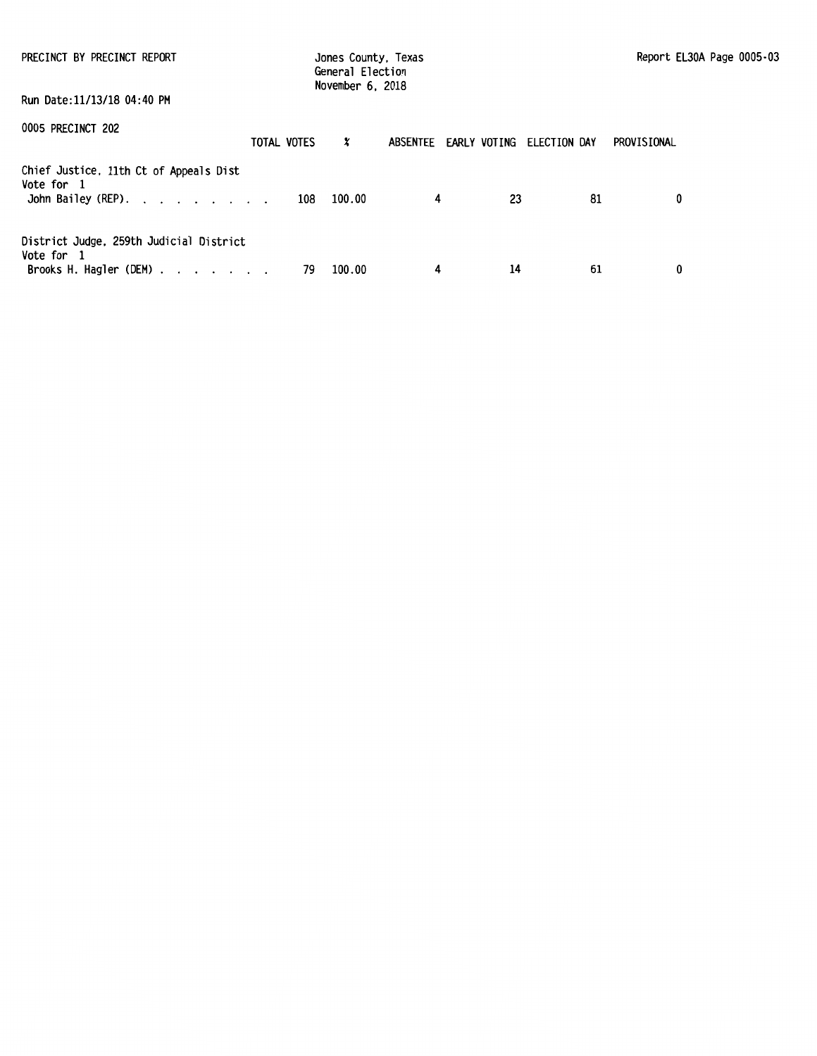PRECINCT BY PRECINCT REPORT

Jones County, Texas
General Election
November 6, 2018

Run Date:11/13/18 04:40 PM

0005 PRECINCT 202

| | TOTAL VOTES | % | ABSENTEE | EARLY VOTING | ELECTION DAY | PROVISIONAL |
|---|---|---|---|---|---|---|
| **Chief Justice, 11th Ct of Appeals Dist** | | | | | | |
| Vote for 1 | | | | | | |
| John Bailey (REP). . . . . . . . . | 108 | 100.00 | 4 | 23 | 81 | 0 |
| **District Judge, 259th Judicial District** | | | | | | |
| Vote for 1 | | | | | | |
| Brooks H. Hagler (DEM) . . . . . . . | 79 | 100.00 | 4 | 14 | 61 | 0 |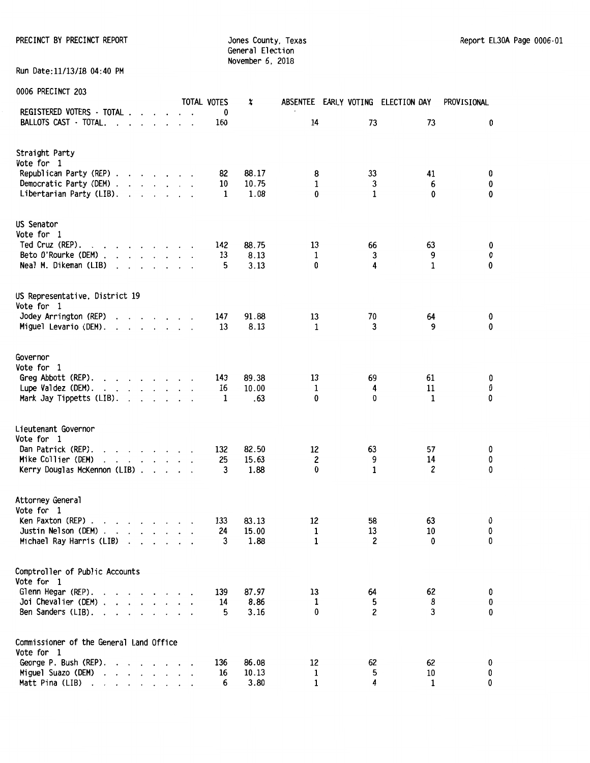PRECINCT BY PRECINCT REPORT

Jones County, Texas
General Election
November 6, 2018

Report EL30A Page 0006-01

Run Date:11/13/18 04:40 PM

0006 PRECINCT 203

| | TOTAL VOTES | % | ABSENTEE | EARLY VOTING | ELECTION DAY | PROVISIONAL |
|---|---|---|---|---|---|---|
| REGISTERED VOTERS - TOTAL . . . . . . . | 0 | | | | | |
| BALLOTS CAST - TOTAL. . . . . . . . . | 160 | | 14 | 73 | 73 | 0 |
| **Straight Party** | | | | | | |
| Vote for 1 | | | | | | |
| Republican Party (REP) . . . . . . . . | 82 | 88.17 | 8 | 33 | 41 | 0 |
| Democratic Party (DEM) . . . . . . . . | 10 | 10.75 | 1 | 3 | 6 | 0 |
| Libertarian Party (LIB). . . . . . . . | 1 | 1.08 | 0 | 1 | 0 | 0 |
| **US Senator** | | | | | | |
| Vote for 1 | | | | | | |
| Ted Cruz (REP). . . . . . . . . . | 142 | 88.75 | 13 | 66 | 63 | 0 |
| Beto O'Rourke (DEM) . . . . . . . . | 13 | 8.13 | 1 | 3 | 9 | 0 |
| Neal M. Dikeman (LIB) . . . . . . . . | 5 | 3.13 | 0 | 4 | 1 | 0 |
| **US Representative, District 19** | | | | | | |
| Vote for 1 | | | | | | |
| Jodey Arrington (REP) . . . . . . . . | 147 | 91.88 | 13 | 70 | 64 | 0 |
| Miguel Levario (DEM). . . . . . . . . | 13 | 8.13 | 1 | 3 | 9 | 0 |
| **Governor** | | | | | | |
| Vote for 1 | | | | | | |
| Greg Abbott (REP). . . . . . . . . | 143 | 89.38 | 13 | 69 | 61 | 0 |
| Lupe Valdez (DEM). . . . . . . . . | 16 | 10.00 | 1 | 4 | 11 | 0 |
| Mark Jay Tippetts (LIB). . . . . . . | 1 | .63 | 0 | 0 | 1 | 0 |
| **Lieutenant Governor** | | | | | | |
| Vote for 1 | | | | | | |
| Dan Patrick (REP). . . . . . . . . | 132 | 82.50 | 12 | 63 | 57 | 0 |
| Mike Collier (DEM) . . . . . . . . | 25 | 15.63 | 2 | 9 | 14 | 0 |
| Kerry Douglas McKennon (LIB) . . . . . | 3 | 1.88 | 0 | 1 | 2 | 0 |
| **Attorney General** | | | | | | |
| Vote for 1 | | | | | | |
| Ken Paxton (REP) . . . . . . . . . | 133 | 83.13 | 12 | 58 | 63 | 0 |
| Justin Nelson (DEM) . . . . . . . . | 24 | 15.00 | 1 | 13 | 10 | 0 |
| Michael Ray Harris (LIB) . . . . . . | 3 | 1.88 | 1 | 2 | 0 | 0 |
| **Comptroller of Public Accounts** | | | | | | |
| Vote for 1 | | | | | | |
| Glenn Hegar (REP). . . . . . . . . | 139 | 87.97 | 13 | 64 | 62 | 0 |
| Joi Chevalier (DEM) . . . . . . . . | 14 | 8.86 | 1 | 5 | 8 | 0 |
| Ben Sanders (LIB). . . . . . . . . | 5 | 3.16 | 0 | 2 | 3 | 0 |
| **Commissioner of the General Land Office** | | | | | | |
| Vote for 1 | | | | | | |
| George P. Bush (REP). . . . . . . . | 136 | 86.08 | 12 | 62 | 62 | 0 |
| Miguel Suazo (DEM) . . . . . . . . | 16 | 10.13 | 1 | 5 | 10 | 0 |
| Matt Pina (LIB) . . . . . . . . . | 6 | 3.80 | 1 | 4 | 1 | 0 |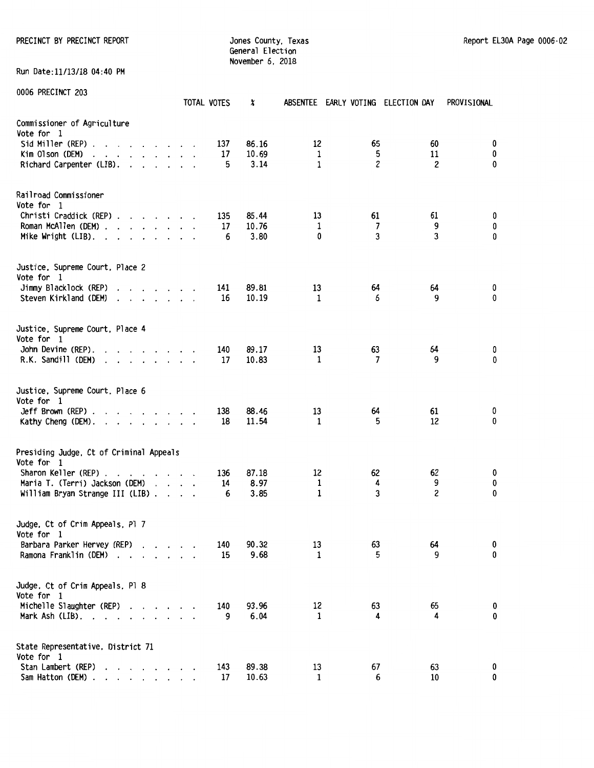PRECINCT BY PRECINCT REPORT

Jones County, Texas
General Election
November 6, 2018

Report EL30A Page 0006-02

Run Date:11/13/18 04:40 PM

0006 PRECINCT 203

| | TOTAL VOTES | % | ABSENTEE | EARLY VOTING | ELECTION DAY | PROVISIONAL |
|---|---|---|---|---|---|---|
| **Commissioner of Agriculture** | | | | | | |
| Vote for 1 | | | | | | |
| Sid Miller (REP) | 137 | 86.16 | 12 | 65 | 60 | 0 |
| Kim Olson (DEM) | 17 | 10.69 | 1 | 5 | 11 | 0 |
| Richard Carpenter (LIB) | 5 | 3.14 | 1 | 2 | 2 | 0 |
| **Railroad Commissioner** | | | | | | |
| Vote for 1 | | | | | | |
| Christi Craddick (REP) | 135 | 85.44 | 13 | 61 | 61 | 0 |
| Roman McAllen (DEM) | 17 | 10.76 | 1 | 7 | 9 | 0 |
| Mike Wright (LIB) | 6 | 3.80 | 0 | 3 | 3 | 0 |
| **Justice, Supreme Court, Place 2** | | | | | | |
| Vote for 1 | | | | | | |
| Jimmy Blacklock (REP) | 141 | 89.81 | 13 | 64 | 64 | 0 |
| Steven Kirkland (DEM) | 16 | 10.19 | 1 | 6 | 9 | 0 |
| **Justice, Supreme Court, Place 4** | | | | | | |
| Vote for 1 | | | | | | |
| John Devine (REP) | 140 | 89.17 | 13 | 63 | 64 | 0 |
| R.K. Sandill (DEM) | 17 | 10.83 | 1 | 7 | 9 | 0 |
| **Justice, Supreme Court, Place 6** | | | | | | |
| Vote for 1 | | | | | | |
| Jeff Brown (REP) | 138 | 88.46 | 13 | 64 | 61 | 0 |
| Kathy Cheng (DEM) | 18 | 11.54 | 1 | 5 | 12 | 0 |
| **Presiding Judge, Ct of Criminal Appeals** | | | | | | |
| Vote for 1 | | | | | | |
| Sharon Keller (REP) | 136 | 87.18 | 12 | 62 | 62 | 0 |
| Maria T. (Terri) Jackson (DEM) | 14 | 8.97 | 1 | 4 | 9 | 0 |
| William Bryan Strange III (LIB) | 6 | 3.85 | 1 | 3 | 2 | 0 |
| **Judge, Ct of Crim Appeals, Pl 7** | | | | | | |
| Vote for 1 | | | | | | |
| Barbara Parker Hervey (REP) | 140 | 90.32 | 13 | 63 | 64 | 0 |
| Ramona Franklin (DEM) | 15 | 9.68 | 1 | 5 | 9 | 0 |
| **Judge, Ct of Crim Appeals, Pl 8** | | | | | | |
| Vote for 1 | | | | | | |
| Michelle Slaughter (REP) | 140 | 93.96 | 12 | 63 | 65 | 0 |
| Mark Ash (LIB) | 9 | 6.04 | 1 | 4 | 4 | 0 |
| **State Representative, District 71** | | | | | | |
| Vote for 1 | | | | | | |
| Stan Lambert (REP) | 143 | 89.38 | 13 | 67 | 63 | 0 |
| Sam Hatton (DEM) | 17 | 10.63 | 1 | 6 | 10 | 0 |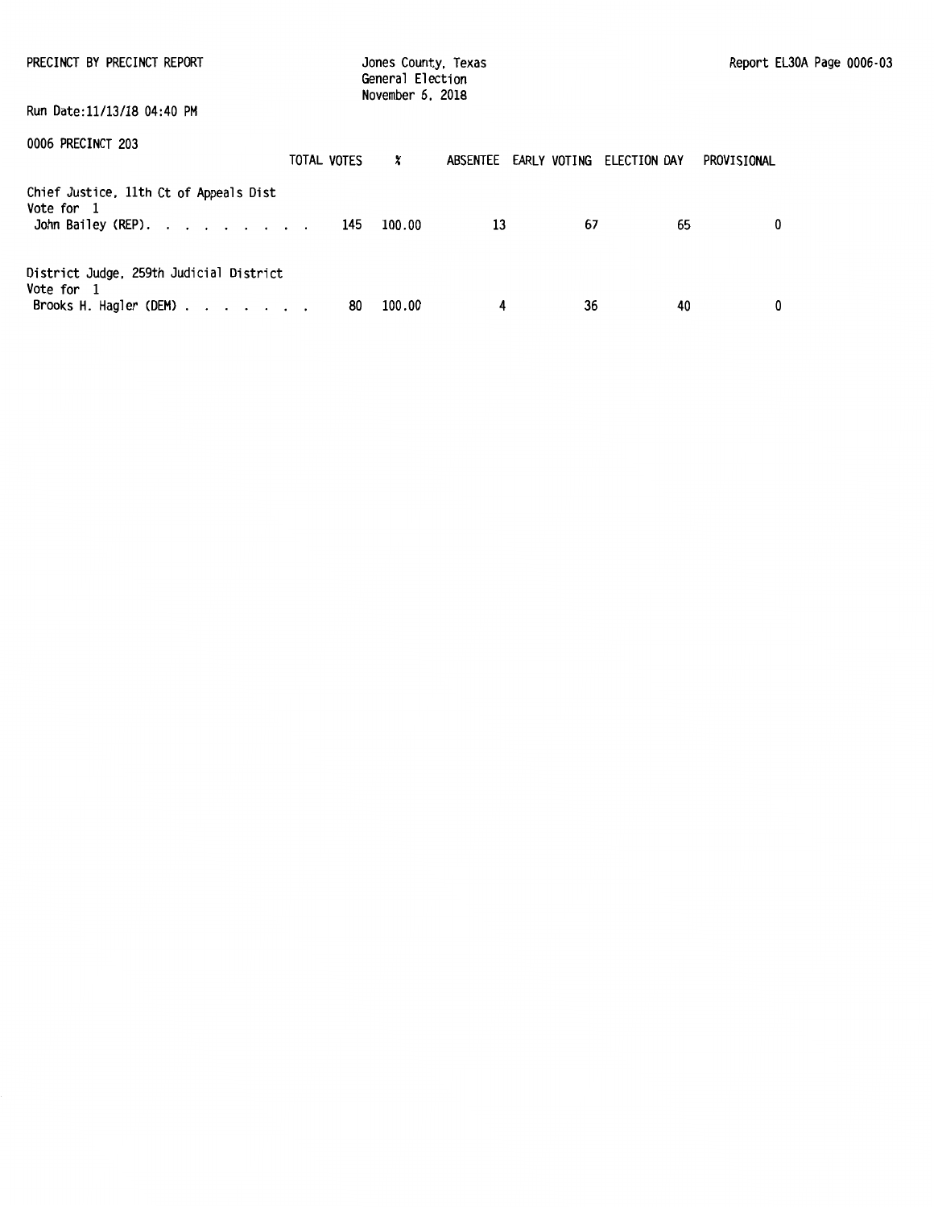PRECINCT BY PRECINCT REPORT

Jones County, Texas
General Election
November 6, 2018

Run Date:11/13/18 04:40 PM

0006 PRECINCT 203

| | TOTAL VOTES | % | ABSENTEE | EARLY VOTING | ELECTION DAY | PROVISIONAL |
|---|---|---|---|---|---|---|
| **Chief Justice, 11th Ct of Appeals Dist** | | | | | | |
| Vote for 1 | | | | | | |
| John Bailey (REP). . . . . . . . . | 145 | 100.00 | 13 | 67 | 65 | 0 |
| **District Judge, 259th Judicial District** | | | | | | |
| Vote for 1 | | | | | | |
| Brooks H. Hagler (DEM) . . . . . . . | 80 | 100.00 | 4 | 36 | 40 | 0 |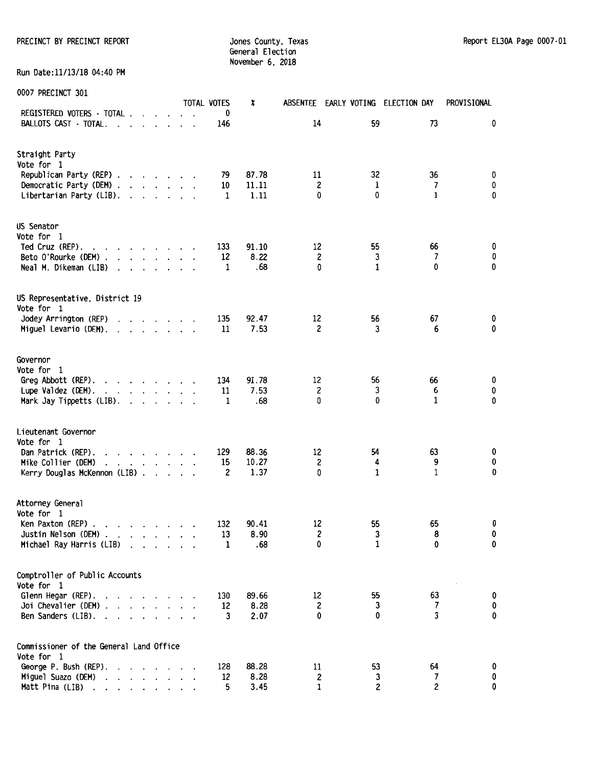PRECINCT BY PRECINCT REPORT

Jones County, Texas
General Election
November 6, 2018

Report EL30A Page 0007-01

Run Date:11/13/18 04:40 PM

0007 PRECINCT 301

| | TOTAL VOTES | % | ABSENTEE | EARLY VOTING | ELECTION DAY | PROVISIONAL |
|---|---|---|---|---|---|---|
| REGISTERED VOTERS - TOTAL | 0 | | | | | |
| BALLOTS CAST - TOTAL | 146 | | 14 | 59 | 73 | 0 |

**Straight Party**
Vote for 1

| | TOTAL VOTES | % | ABSENTEE | EARLY VOTING | ELECTION DAY | PROVISIONAL |
|---|---|---|---|---|---|---|
| Republican Party (REP) | 79 | 87.78 | 11 | 32 | 36 | 0 |
| Democratic Party (DEM) | 10 | 11.11 | 2 | 1 | 7 | 0 |
| Libertarian Party (LIB) | 1 | 1.11 | 0 | 0 | 1 | 0 |

**US Senator**
Vote for 1

| | TOTAL VOTES | % | ABSENTEE | EARLY VOTING | ELECTION DAY | PROVISIONAL |
|---|---|---|---|---|---|---|
| Ted Cruz (REP) | 133 | 91.10 | 12 | 55 | 66 | 0 |
| Beto O'Rourke (DEM) | 12 | 8.22 | 2 | 3 | 7 | 0 |
| Neal M. Dikeman (LIB) | 1 | .68 | 0 | 1 | 0 | 0 |

**US Representative, District 19**
Vote for 1

| | TOTAL VOTES | % | ABSENTEE | EARLY VOTING | ELECTION DAY | PROVISIONAL |
|---|---|---|---|---|---|---|
| Jodey Arrington (REP) | 135 | 92.47 | 12 | 56 | 67 | 0 |
| Miguel Levario (DEM) | 11 | 7.53 | 2 | 3 | 6 | 0 |

**Governor**
Vote for 1

| | TOTAL VOTES | % | ABSENTEE | EARLY VOTING | ELECTION DAY | PROVISIONAL |
|---|---|---|---|---|---|---|
| Greg Abbott (REP) | 134 | 91.78 | 12 | 56 | 66 | 0 |
| Lupe Valdez (DEM) | 11 | 7.53 | 2 | 3 | 6 | 0 |
| Mark Jay Tippetts (LIB) | 1 | .68 | 0 | 0 | 1 | 0 |

**Lieutenant Governor**
Vote for 1

| | TOTAL VOTES | % | ABSENTEE | EARLY VOTING | ELECTION DAY | PROVISIONAL |
|---|---|---|---|---|---|---|
| Dan Patrick (REP) | 129 | 88.36 | 12 | 54 | 63 | 0 |
| Mike Collier (DEM) | 15 | 10.27 | 2 | 4 | 9 | 0 |
| Kerry Douglas McKennon (LIB) | 2 | 1.37 | 0 | 1 | 1 | 0 |

**Attorney General**
Vote for 1

| | TOTAL VOTES | % | ABSENTEE | EARLY VOTING | ELECTION DAY | PROVISIONAL |
|---|---|---|---|---|---|---|
| Ken Paxton (REP) | 132 | 90.41 | 12 | 55 | 65 | 0 |
| Justin Nelson (DEM) | 13 | 8.90 | 2 | 3 | 8 | 0 |
| Michael Ray Harris (LIB) | 1 | .68 | 0 | 1 | 0 | 0 |

**Comptroller of Public Accounts**
Vote for 1

| | TOTAL VOTES | % | ABSENTEE | EARLY VOTING | ELECTION DAY | PROVISIONAL |
|---|---|---|---|---|---|---|
| Glenn Hegar (REP) | 130 | 89.66 | 12 | 55 | 63 | 0 |
| Joi Chevalier (DEM) | 12 | 8.28 | 2 | 3 | 7 | 0 |
| Ben Sanders (LIB) | 3 | 2.07 | 0 | 0 | 3 | 0 |

**Commissioner of the General Land Office**
Vote for 1

| | TOTAL VOTES | % | ABSENTEE | EARLY VOTING | ELECTION DAY | PROVISIONAL |
|---|---|---|---|---|---|---|
| George P. Bush (REP) | 128 | 88.28 | 11 | 53 | 64 | 0 |
| Miguel Suazo (DEM) | 12 | 8.28 | 2 | 3 | 7 | 0 |
| Matt Pina (LIB) | 5 | 3.45 | 1 | 2 | 2 | 0 |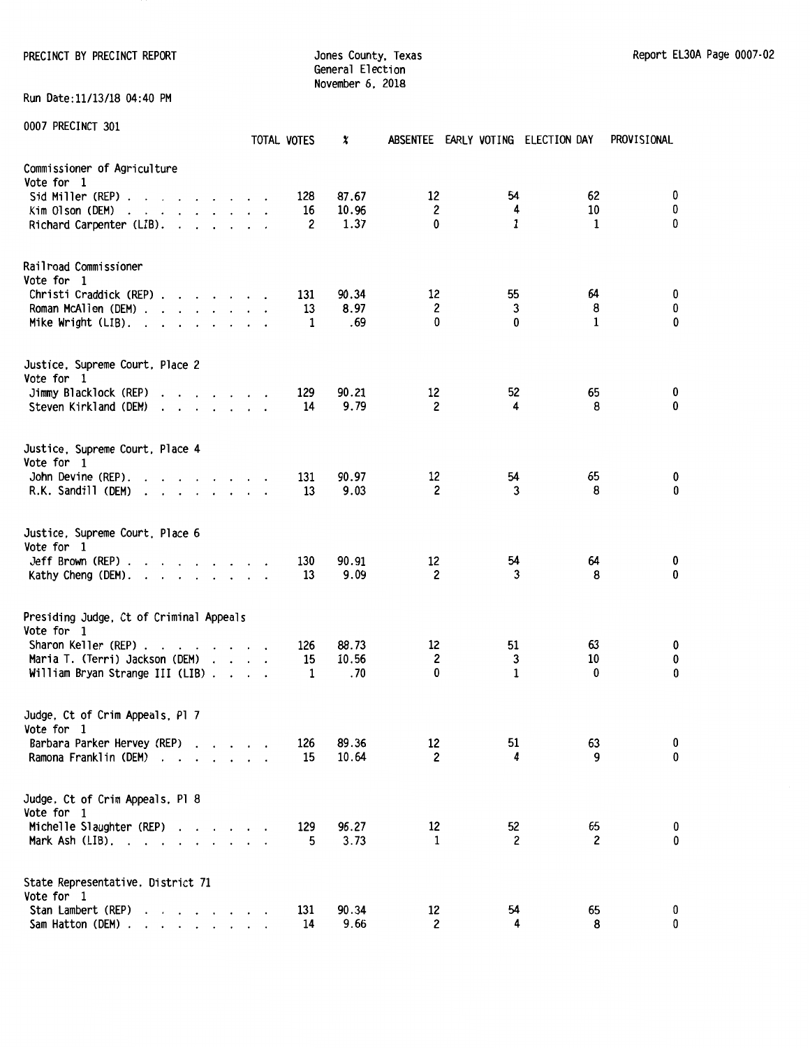PRECINCT BY PRECINCT REPORT

Jones County, Texas
General Election
November 6, 2018

Run Date:11/13/18 04:40 PM

0007 PRECINCT 301

| | TOTAL VOTES | % | ABSENTEE | EARLY VOTING | ELECTION DAY | PROVISIONAL |
|---|---|---|---|---|---|---|
| **Commissioner of Agriculture** | | | | | | |
| Vote for 1 | | | | | | |
| Sid Miller (REP) | 128 | 87.67 | 12 | 54 | 62 | 0 |
| Kim Olson (DEM) | 16 | 10.96 | 2 | 4 | 10 | 0 |
| Richard Carpenter (LIB) | 2 | 1.37 | 0 | 1 | 1 | 0 |
| **Railroad Commissioner** | | | | | | |
| Vote for 1 | | | | | | |
| Christi Craddick (REP) | 131 | 90.34 | 12 | 55 | 64 | 0 |
| Roman McAllen (DEM) | 13 | 8.97 | 2 | 3 | 8 | 0 |
| Mike Wright (LIB) | 1 | .69 | 0 | 0 | 1 | 0 |
| **Justice, Supreme Court, Place 2** | | | | | | |
| Vote for 1 | | | | | | |
| Jimmy Blacklock (REP) | 129 | 90.21 | 12 | 52 | 65 | 0 |
| Steven Kirkland (DEM) | 14 | 9.79 | 2 | 4 | 8 | 0 |
| **Justice, Supreme Court, Place 4** | | | | | | |
| Vote for 1 | | | | | | |
| John Devine (REP) | 131 | 90.97 | 12 | 54 | 65 | 0 |
| R.K. Sandill (DEM) | 13 | 9.03 | 2 | 3 | 8 | 0 |
| **Justice, Supreme Court, Place 6** | | | | | | |
| Vote for 1 | | | | | | |
| Jeff Brown (REP) | 130 | 90.91 | 12 | 54 | 64 | 0 |
| Kathy Cheng (DEM) | 13 | 9.09 | 2 | 3 | 8 | 0 |
| **Presiding Judge, Ct of Criminal Appeals** | | | | | | |
| Vote for 1 | | | | | | |
| Sharon Keller (REP) | 126 | 88.73 | 12 | 51 | 63 | 0 |
| Maria T. (Terri) Jackson (DEM) | 15 | 10.56 | 2 | 3 | 10 | 0 |
| William Bryan Strange III (LIB) | 1 | .70 | 0 | 1 | 0 | 0 |
| **Judge, Ct of Crim Appeals, Pl 7** | | | | | | |
| Vote for 1 | | | | | | |
| Barbara Parker Hervey (REP) | 126 | 89.36 | 12 | 51 | 63 | 0 |
| Ramona Franklin (DEM) | 15 | 10.64 | 2 | 4 | 9 | 0 |
| **Judge, Ct of Crim Appeals, Pl 8** | | | | | | |
| Vote for 1 | | | | | | |
| Michelle Slaughter (REP) | 129 | 96.27 | 12 | 52 | 65 | 0 |
| Mark Ash (LIB) | 5 | 3.73 | 1 | 2 | 2 | 0 |
| **State Representative, District 71** | | | | | | |
| Vote for 1 | | | | | | |
| Stan Lambert (REP) | 131 | 90.34 | 12 | 54 | 65 | 0 |
| Sam Hatton (DEM) | 14 | 9.66 | 2 | 4 | 8 | 0 |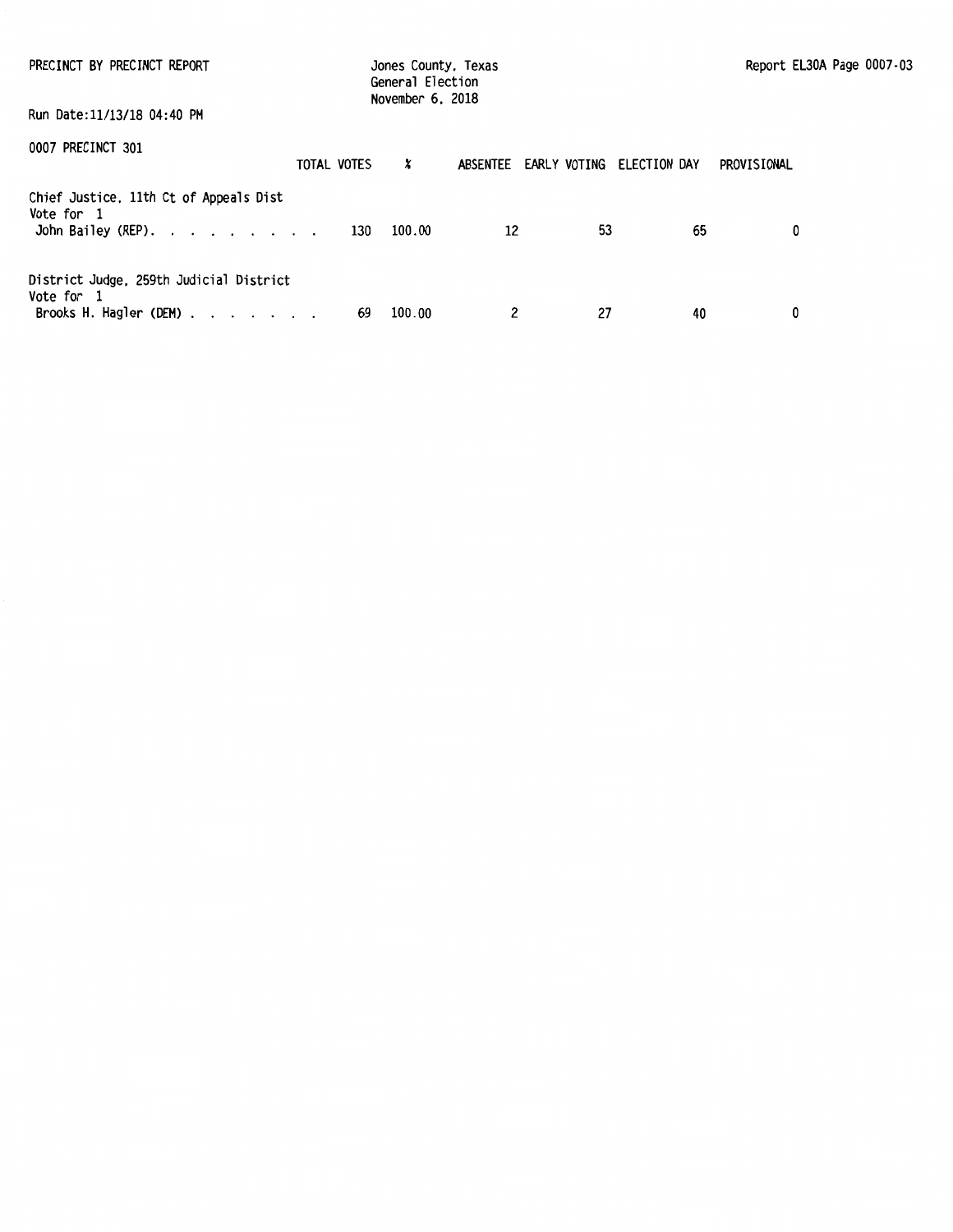PRECINCT BY PRECINCT REPORT

Jones County, Texas
General Election
November 6, 2018

Run Date:11/13/18 04:40 PM

0007 PRECINCT 301

| | TOTAL VOTES | % | ABSENTEE | EARLY VOTING | ELECTION DAY | PROVISIONAL |
|---|---|---|---|---|---|---|
| **Chief Justice, 11th Ct of Appeals Dist** | | | | | | |
| Vote for 1 | | | | | | |
| John Bailey (REP). . . . . . . . . | 130 | 100.00 | 12 | 53 | 65 | 0 |
| **District Judge, 259th Judicial District** | | | | | | |
| Vote for 1 | | | | | | |
| Brooks H. Hagler (DEM) . . . . . . . | 69 | 100.00 | 2 | 27 | 40 | 0 |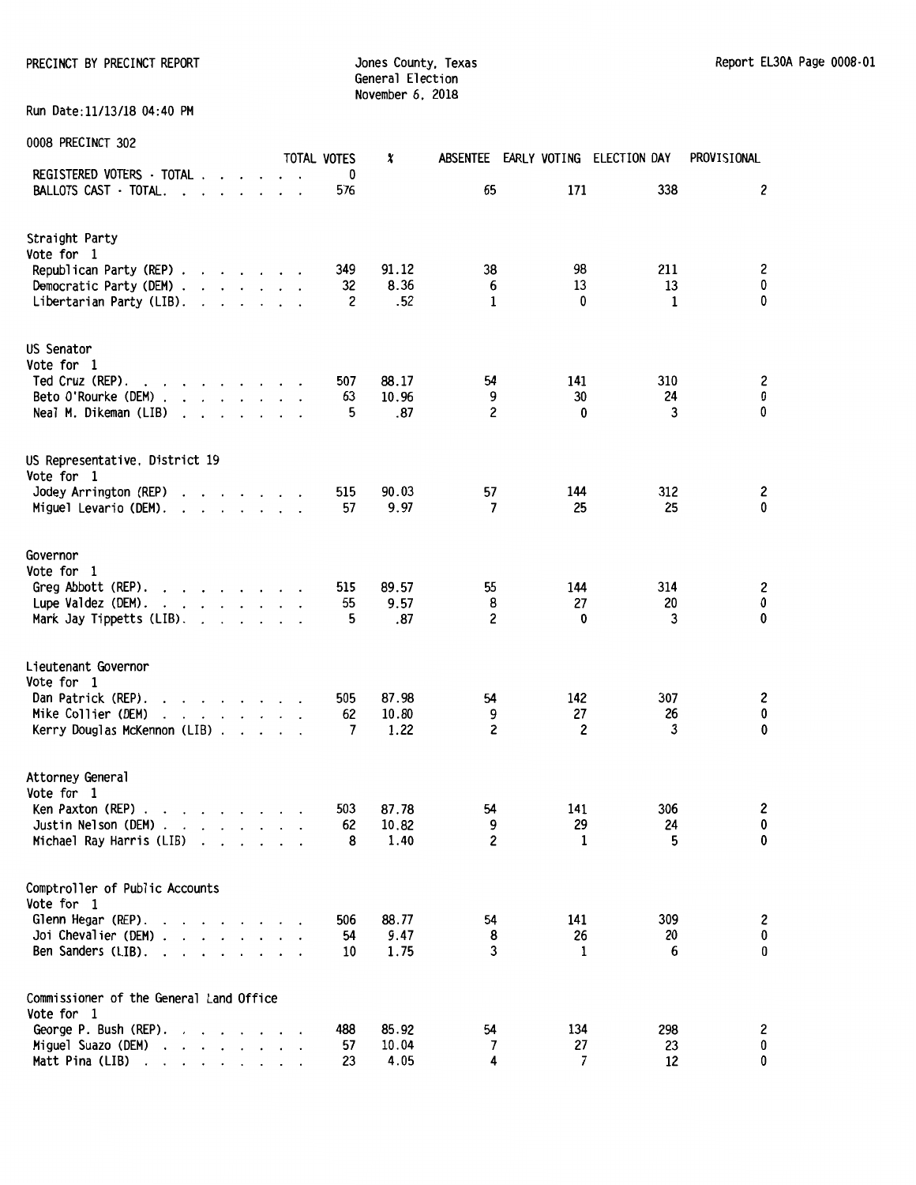PRECINCT BY PRECINCT REPORT

Jones County, Texas
General Election
November 6, 2018

Report EL30A Page 0008-01

Run Date:11/13/18 04:40 PM

0008 PRECINCT 302

| | TOTAL VOTES | % | ABSENTEE | EARLY VOTING | ELECTION DAY | PROVISIONAL |
|---|---|---|---|---|---|---|
| REGISTERED VOTERS - TOTAL | 0 | | | | | |
| BALLOTS CAST - TOTAL. | 576 | | 65 | 171 | 338 | 2 |

**Straight Party**
Vote for 1

| | TOTAL VOTES | % | ABSENTEE | EARLY VOTING | ELECTION DAY | PROVISIONAL |
|---|---|---|---|---|---|---|
| Republican Party (REP) | 349 | 91.12 | 38 | 98 | 211 | 2 |
| Democratic Party (DEM) | 32 | 8.36 | 6 | 13 | 13 | 0 |
| Libertarian Party (LIB). | 2 | .52 | 1 | 0 | 1 | 0 |

**US Senator**
Vote for 1

| | TOTAL VOTES | % | ABSENTEE | EARLY VOTING | ELECTION DAY | PROVISIONAL |
|---|---|---|---|---|---|---|
| Ted Cruz (REP). | 507 | 88.17 | 54 | 141 | 310 | 2 |
| Beto O'Rourke (DEM) | 63 | 10.96 | 9 | 30 | 24 | 0 |
| Neal M. Dikeman (LIB) | 5 | .87 | 2 | 0 | 3 | 0 |

**US Representative, District 19**
Vote for 1

| | TOTAL VOTES | % | ABSENTEE | EARLY VOTING | ELECTION DAY | PROVISIONAL |
|---|---|---|---|---|---|---|
| Jodey Arrington (REP) | 515 | 90.03 | 57 | 144 | 312 | 2 |
| Miguel Levario (DEM). | 57 | 9.97 | 7 | 25 | 25 | 0 |

**Governor**
Vote for 1

| | TOTAL VOTES | % | ABSENTEE | EARLY VOTING | ELECTION DAY | PROVISIONAL |
|---|---|---|---|---|---|---|
| Greg Abbott (REP). | 515 | 89.57 | 55 | 144 | 314 | 2 |
| Lupe Valdez (DEM). | 55 | 9.57 | 8 | 27 | 20 | 0 |
| Mark Jay Tippetts (LIB). | 5 | .87 | 2 | 0 | 3 | 0 |

**Lieutenant Governor**
Vote for 1

| | TOTAL VOTES | % | ABSENTEE | EARLY VOTING | ELECTION DAY | PROVISIONAL |
|---|---|---|---|---|---|---|
| Dan Patrick (REP). | 505 | 87.98 | 54 | 142 | 307 | 2 |
| Mike Collier (DEM) | 62 | 10.80 | 9 | 27 | 26 | 0 |
| Kerry Douglas McKennon (LIB) | 7 | 1.22 | 2 | 2 | 3 | 0 |

**Attorney General**
Vote for 1

| | TOTAL VOTES | % | ABSENTEE | EARLY VOTING | ELECTION DAY | PROVISIONAL |
|---|---|---|---|---|---|---|
| Ken Paxton (REP) | 503 | 87.78 | 54 | 141 | 306 | 2 |
| Justin Nelson (DEM) | 62 | 10.82 | 9 | 29 | 24 | 0 |
| Michael Ray Harris (LIB) | 8 | 1.40 | 2 | 1 | 5 | 0 |

**Comptroller of Public Accounts**
Vote for 1

| | TOTAL VOTES | % | ABSENTEE | EARLY VOTING | ELECTION DAY | PROVISIONAL |
|---|---|---|---|---|---|---|
| Glenn Hegar (REP). | 506 | 88.77 | 54 | 141 | 309 | 2 |
| Joi Chevalier (DEM) | 54 | 9.47 | 8 | 26 | 20 | 0 |
| Ben Sanders (LIB). | 10 | 1.75 | 3 | 1 | 6 | 0 |

**Commissioner of the General Land Office**
Vote for 1

| | TOTAL VOTES | % | ABSENTEE | EARLY VOTING | ELECTION DAY | PROVISIONAL |
|---|---|---|---|---|---|---|
| George P. Bush (REP). | 488 | 85.92 | 54 | 134 | 298 | 2 |
| Miguel Suazo (DEM) | 57 | 10.04 | 7 | 27 | 23 | 0 |
| Matt Pina (LIB) | 23 | 4.05 | 4 | 7 | 12 | 0 |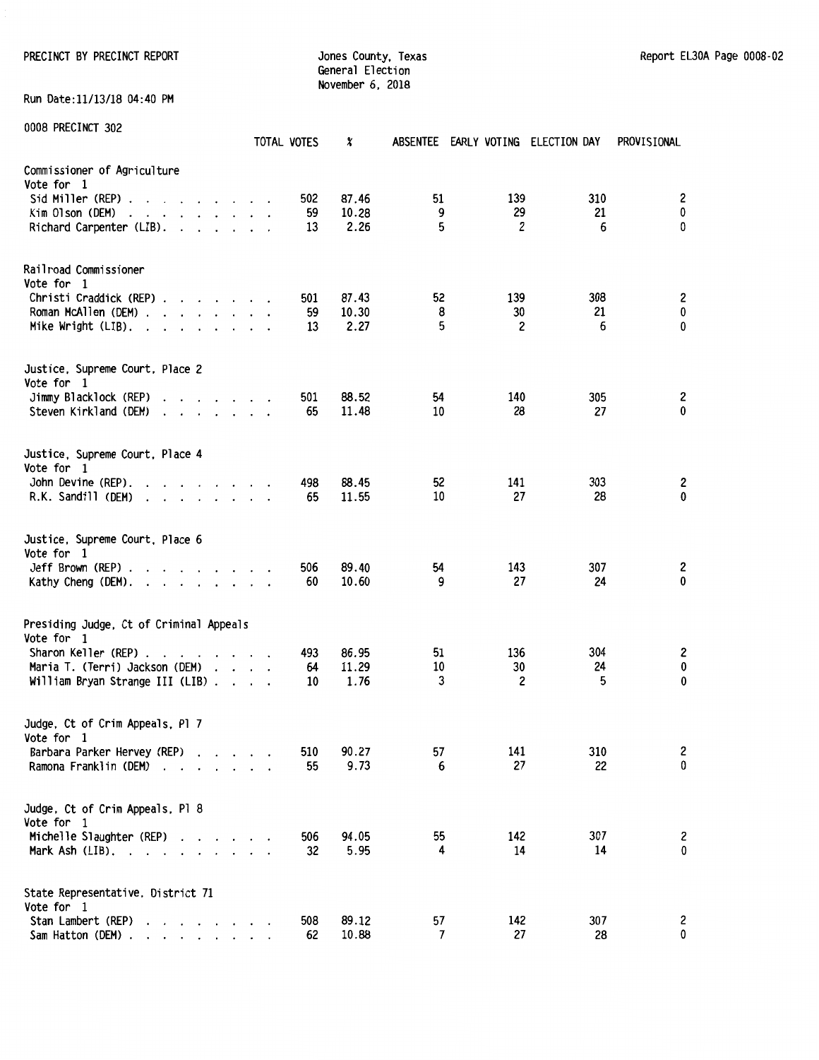PRECINCT BY PRECINCT REPORT

Jones County, Texas
General Election
November 6, 2018

Run Date:11/13/18 04:40 PM

0008 PRECINCT 302

| | TOTAL VOTES | % | ABSENTEE | EARLY VOTING | ELECTION DAY | PROVISIONAL |
|---|---|---|---|---|---|---|
| **Commissioner of Agriculture** | | | | | | |
| Vote for 1 | | | | | | |
| Sid Miller (REP) | 502 | 87.46 | 51 | 139 | 310 | 2 |
| Kim Olson (DEM) | 59 | 10.28 | 9 | 29 | 21 | 0 |
| Richard Carpenter (LIB) | 13 | 2.26 | 5 | 2 | 6 | 0 |
| **Railroad Commissioner** | | | | | | |
| Vote for 1 | | | | | | |
| Christi Craddick (REP) | 501 | 87.43 | 52 | 139 | 308 | 2 |
| Roman McAllen (DEM) | 59 | 10.30 | 8 | 30 | 21 | 0 |
| Mike Wright (LIB) | 13 | 2.27 | 5 | 2 | 6 | 0 |
| **Justice, Supreme Court, Place 2** | | | | | | |
| Vote for 1 | | | | | | |
| Jimmy Blacklock (REP) | 501 | 88.52 | 54 | 140 | 305 | 2 |
| Steven Kirkland (DEM) | 65 | 11.48 | 10 | 28 | 27 | 0 |
| **Justice, Supreme Court, Place 4** | | | | | | |
| Vote for 1 | | | | | | |
| John Devine (REP) | 498 | 88.45 | 52 | 141 | 303 | 2 |
| R.K. Sandill (DEM) | 65 | 11.55 | 10 | 27 | 28 | 0 |
| **Justice, Supreme Court, Place 6** | | | | | | |
| Vote for 1 | | | | | | |
| Jeff Brown (REP) | 506 | 89.40 | 54 | 143 | 307 | 2 |
| Kathy Cheng (DEM) | 60 | 10.60 | 9 | 27 | 24 | 0 |
| **Presiding Judge, Ct of Criminal Appeals** | | | | | | |
| Vote for 1 | | | | | | |
| Sharon Keller (REP) | 493 | 86.95 | 51 | 136 | 304 | 2 |
| Maria T. (Terri) Jackson (DEM) | 64 | 11.29 | 10 | 30 | 24 | 0 |
| William Bryan Strange III (LIB) | 10 | 1.76 | 3 | 2 | 5 | 0 |
| **Judge, Ct of Crim Appeals, Pl 7** | | | | | | |
| Vote for 1 | | | | | | |
| Barbara Parker Hervey (REP) | 510 | 90.27 | 57 | 141 | 310 | 2 |
| Ramona Franklin (DEM) | 55 | 9.73 | 6 | 27 | 22 | 0 |
| **Judge, Ct of Crim Appeals, Pl 8** | | | | | | |
| Vote for 1 | | | | | | |
| Michelle Slaughter (REP) | 506 | 94.05 | 55 | 142 | 307 | 2 |
| Mark Ash (LIB) | 32 | 5.95 | 4 | 14 | 14 | 0 |
| **State Representative, District 71** | | | | | | |
| Vote for 1 | | | | | | |
| Stan Lambert (REP) | 508 | 89.12 | 57 | 142 | 307 | 2 |
| Sam Hatton (DEM) | 62 | 10.88 | 7 | 27 | 28 | 0 |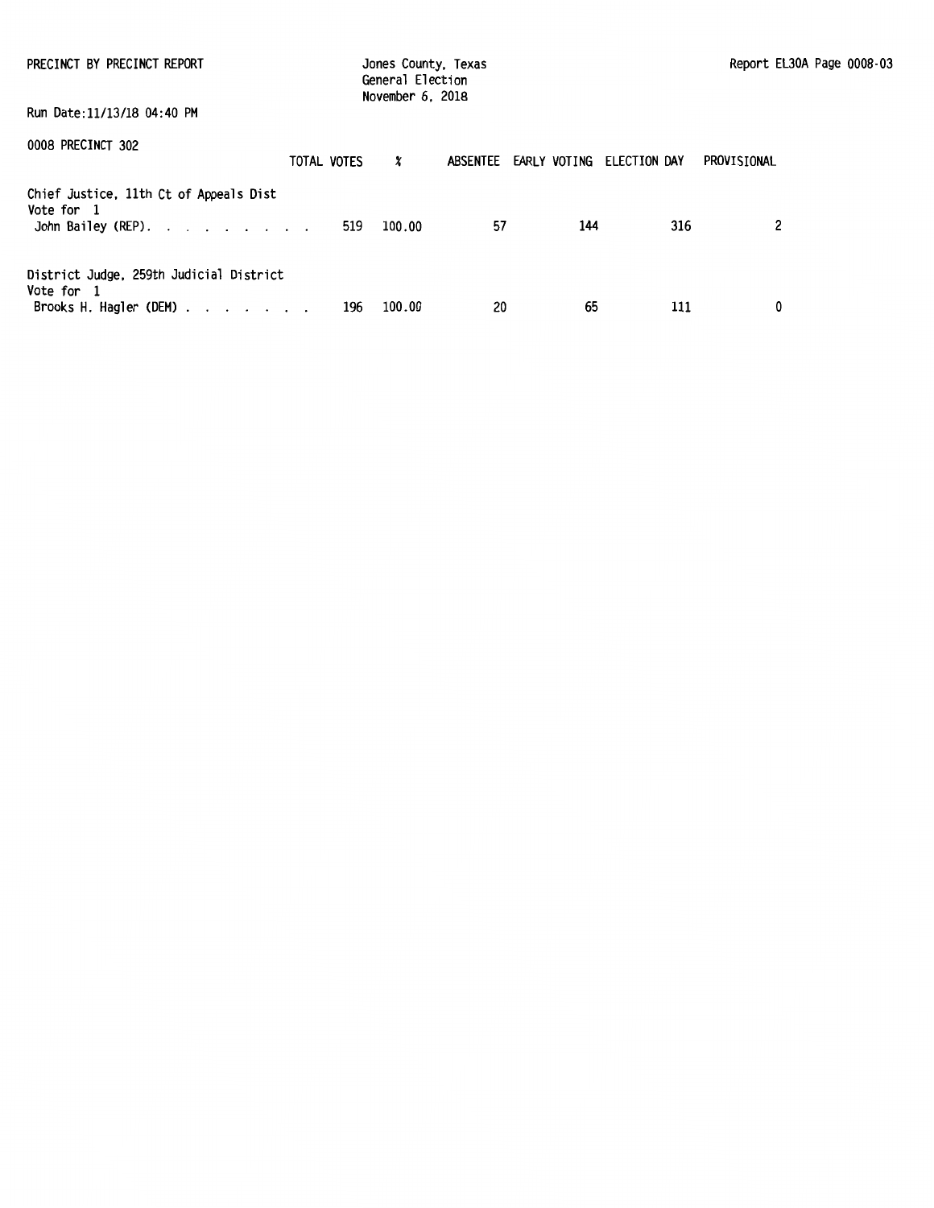PRECINCT BY PRECINCT REPORT

Jones County, Texas
General Election
November 6, 2018

Run Date:11/13/18 04:40 PM

0008 PRECINCT 302

| | TOTAL VOTES | % | ABSENTEE | EARLY VOTING | ELECTION DAY | PROVISIONAL |
|---|---|---|---|---|---|---|
| **Chief Justice, 11th Ct of Appeals Dist** | | | | | | |
| Vote for 1 | | | | | | |
| John Bailey (REP). . . . . . . . . | 519 | 100.00 | 57 | 144 | 316 | 2 |
| **District Judge, 259th Judicial District** | | | | | | |
| Vote for 1 | | | | | | |
| Brooks H. Hagler (DEM) . . . . . . . | 196 | 100.00 | 20 | 65 | 111 | 0 |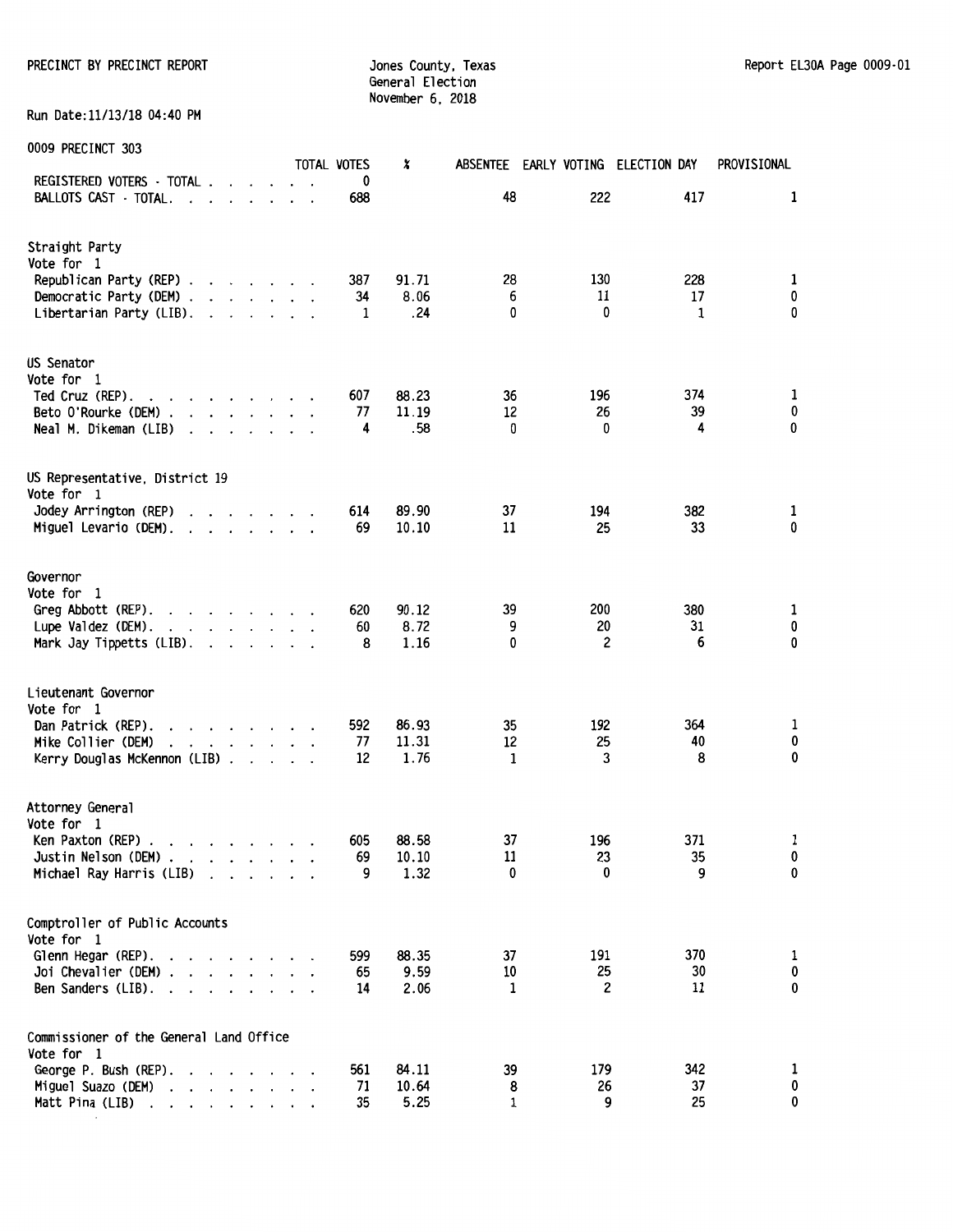PRECINCT BY PRECINCT REPORT

Jones County, Texas
General Election
November 6, 2018

Report EL30A Page 0009-01

Run Date:11/13/18 04:40 PM

0009 PRECINCT 303

| | TOTAL VOTES | % | ABSENTEE | EARLY VOTING | ELECTION DAY | PROVISIONAL |
|---|---|---|---|---|---|---|
| REGISTERED VOTERS - TOTAL | 0 | | | | | |
| BALLOTS CAST - TOTAL | 688 | | 48 | 222 | 417 | 1 |
| **Straight Party** Vote for 1 | | | | | | |
| Republican Party (REP) | 387 | 91.71 | 28 | 130 | 228 | 1 |
| Democratic Party (DEM) | 34 | 8.06 | 6 | 11 | 17 | 0 |
| Libertarian Party (LIB) | 1 | .24 | 0 | 0 | 1 | 0 |
| **US Senator** Vote for 1 | | | | | | |
| Ted Cruz (REP) | 607 | 88.23 | 36 | 196 | 374 | 1 |
| Beto O'Rourke (DEM) | 77 | 11.19 | 12 | 26 | 39 | 0 |
| Neal M. Dikeman (LIB) | 4 | .58 | 0 | 0 | 4 | 0 |
| **US Representative, District 19** Vote for 1 | | | | | | |
| Jodey Arrington (REP) | 614 | 89.90 | 37 | 194 | 382 | 1 |
| Miguel Levario (DEM) | 69 | 10.10 | 11 | 25 | 33 | 0 |
| **Governor** Vote for 1 | | | | | | |
| Greg Abbott (REP) | 620 | 90.12 | 39 | 200 | 380 | 1 |
| Lupe Valdez (DEM) | 60 | 8.72 | 9 | 20 | 31 | 0 |
| Mark Jay Tippetts (LIB) | 8 | 1.16 | 0 | 2 | 6 | 0 |
| **Lieutenant Governor** Vote for 1 | | | | | | |
| Dan Patrick (REP) | 592 | 86.93 | 35 | 192 | 364 | 1 |
| Mike Collier (DEM) | 77 | 11.31 | 12 | 25 | 40 | 0 |
| Kerry Douglas McKennon (LIB) | 12 | 1.76 | 1 | 3 | 8 | 0 |
| **Attorney General** Vote for 1 | | | | | | |
| Ken Paxton (REP) | 605 | 88.58 | 37 | 196 | 371 | 1 |
| Justin Nelson (DEM) | 69 | 10.10 | 11 | 23 | 35 | 0 |
| Michael Ray Harris (LIB) | 9 | 1.32 | 0 | 0 | 9 | 0 |
| **Comptroller of Public Accounts** Vote for 1 | | | | | | |
| Glenn Hegar (REP) | 599 | 88.35 | 37 | 191 | 370 | 1 |
| Joi Chevalier (DEM) | 65 | 9.59 | 10 | 25 | 30 | 0 |
| Ben Sanders (LIB) | 14 | 2.06 | 1 | 2 | 11 | 0 |
| **Commissioner of the General Land Office** Vote for 1 | | | | | | |
| George P. Bush (REP) | 561 | 84.11 | 39 | 179 | 342 | 1 |
| Miguel Suazo (DEM) | 71 | 10.64 | 8 | 26 | 37 | 0 |
| Matt Pina (LIB) | 35 | 5.25 | 1 | 9 | 25 | 0 |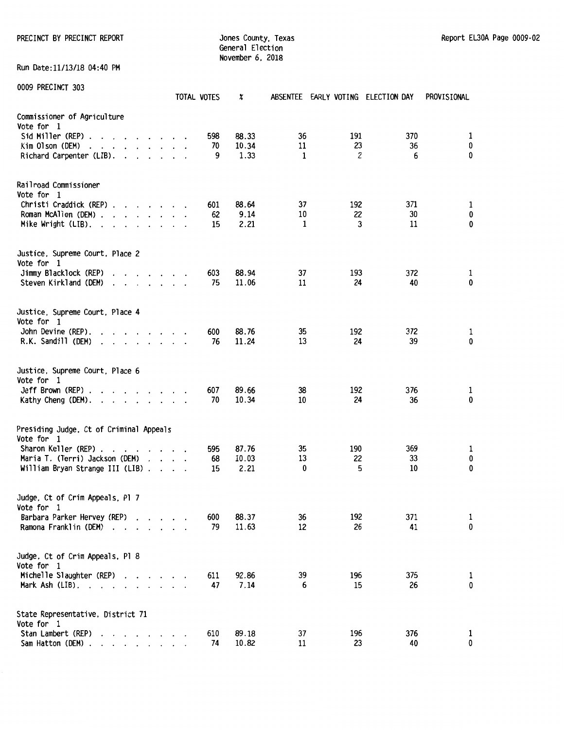PRECINCT BY PRECINCT REPORT

Jones County, Texas
General Election
November 6, 2018

Report EL30A Page 0009-02

Run Date:11/13/18 04:40 PM

0009 PRECINCT 303

| | TOTAL VOTES | % | ABSENTEE | EARLY VOTING | ELECTION DAY | PROVISIONAL |
|---|---|---|---|---|---|---|
| **Commissioner of Agriculture** | | | | | | |
| Vote for 1 | | | | | | |
| Sid Miller (REP) | 598 | 88.33 | 36 | 191 | 370 | 1 |
| Kim Olson (DEM) | 70 | 10.34 | 11 | 23 | 36 | 0 |
| Richard Carpenter (LIB) | 9 | 1.33 | 1 | 2 | 6 | 0 |
| **Railroad Commissioner** | | | | | | |
| Vote for 1 | | | | | | |
| Christi Craddick (REP) | 601 | 88.64 | 37 | 192 | 371 | 1 |
| Roman McAlien (DEM) | 62 | 9.14 | 10 | 22 | 30 | 0 |
| Mike Wright (LIB) | 15 | 2.21 | 1 | 3 | 11 | 0 |
| **Justice, Supreme Court, Place 2** | | | | | | |
| Vote for 1 | | | | | | |
| Jimmy Blacklock (REP) | 603 | 88.94 | 37 | 193 | 372 | 1 |
| Steven Kirkland (DEM) | 75 | 11.06 | 11 | 24 | 40 | 0 |
| **Justice, Supreme Court, Place 4** | | | | | | |
| Vote for 1 | | | | | | |
| John Devine (REP) | 600 | 88.76 | 35 | 192 | 372 | 1 |
| R.K. Sandill (DEM) | 76 | 11.24 | 13 | 24 | 39 | 0 |
| **Justice, Supreme Court, Place 6** | | | | | | |
| Vote for 1 | | | | | | |
| Jeff Brown (REP) | 607 | 89.66 | 38 | 192 | 376 | 1 |
| Kathy Cheng (DEM) | 70 | 10.34 | 10 | 24 | 36 | 0 |
| **Presiding Judge, Ct of Criminal Appeals** | | | | | | |
| Vote for 1 | | | | | | |
| Sharon Keller (REP) | 595 | 87.76 | 35 | 190 | 369 | 1 |
| Maria T. (Terri) Jackson (DEM) | 68 | 10.03 | 13 | 22 | 33 | 0 |
| William Bryan Strange III (LIB) | 15 | 2.21 | 0 | 5 | 10 | 0 |
| **Judge, Ct of Crim Appeals, Pl 7** | | | | | | |
| Vote for 1 | | | | | | |
| Barbara Parker Hervey (REP) | 600 | 88.37 | 36 | 192 | 371 | 1 |
| Ramona Franklin (DEM) | 79 | 11.63 | 12 | 26 | 41 | 0 |
| **Judge, Ct of Crim Appeals, Pl 8** | | | | | | |
| Vote for 1 | | | | | | |
| Michelle Slaughter (REP) | 611 | 92.86 | 39 | 196 | 375 | 1 |
| Mark Ash (LIB) | 47 | 7.14 | 6 | 15 | 26 | 0 |
| **State Representative, District 71** | | | | | | |
| Vote for 1 | | | | | | |
| Stan Lambert (REP) | 610 | 89.18 | 37 | 196 | 376 | 1 |
| Sam Hatton (DEM) | 74 | 10.82 | 11 | 23 | 40 | 0 |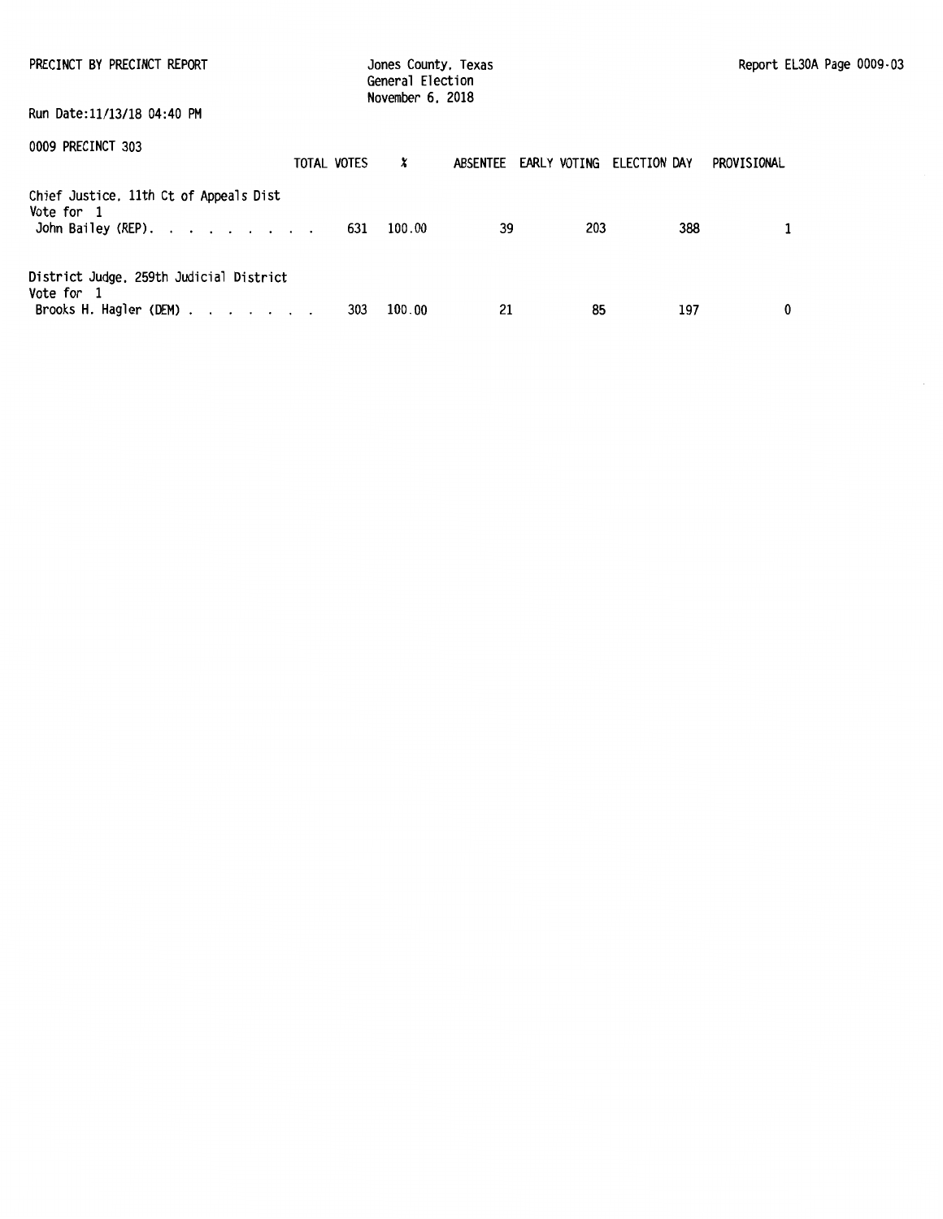PRECINCT BY PRECINCT REPORT

Jones County, Texas
General Election
November 6, 2018

Run Date:11/13/18 04:40 PM

0009 PRECINCT 303

| | TOTAL VOTES | % | ABSENTEE | EARLY VOTING | ELECTION DAY | PROVISIONAL |
|---|---|---|---|---|---|---|
| **Chief Justice, 11th Ct of Appeals Dist** | | | | | | |
| Vote for 1 | | | | | | |
| John Bailey (REP). . . . . . . . . | 631 | 100.00 | 39 | 203 | 388 | 1 |
| **District Judge, 259th Judicial District** | | | | | | |
| Vote for 1 | | | | | | |
| Brooks H. Hagler (DEM) . . . . . . . | 303 | 100.00 | 21 | 85 | 197 | 0 |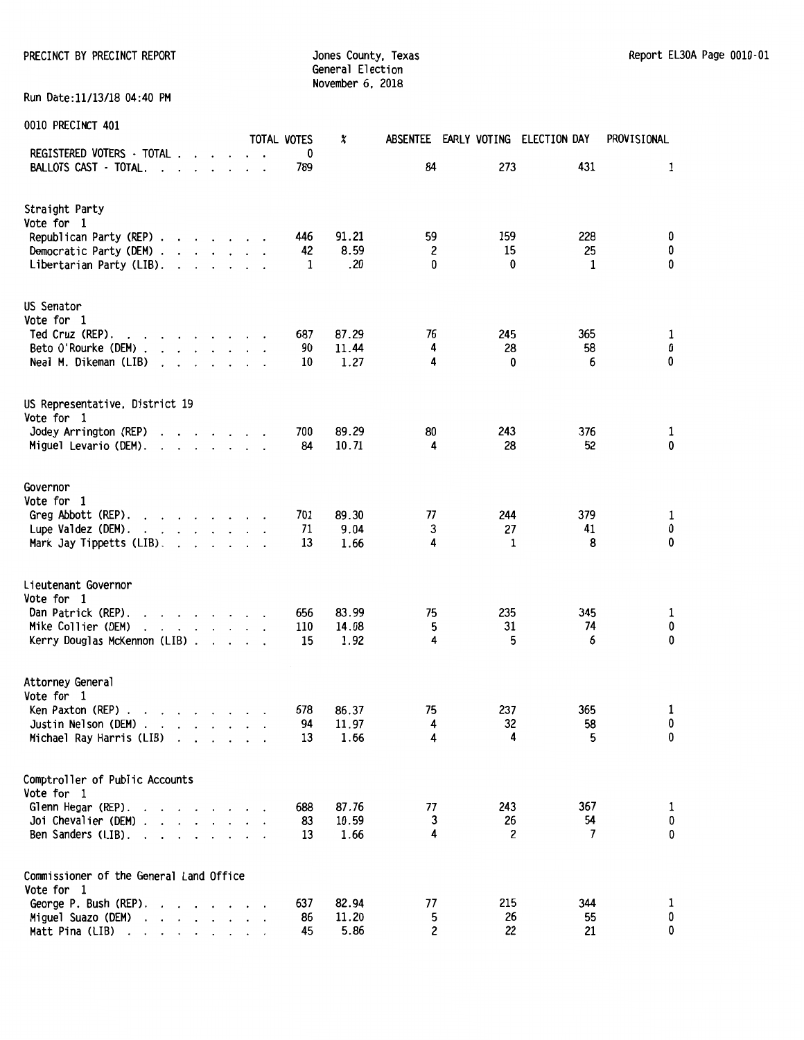PRECINCT BY PRECINCT REPORT

Jones County, Texas
General Election
November 6, 2018

Report EL30A Page 0010-01

Run Date:11/13/18 04:40 PM

## 0010 PRECINCT 401

| | TOTAL VOTES | % | ABSENTEE | EARLY VOTING | ELECTION DAY | PROVISIONAL |
|---|---|---|---|---|---|---|
| REGISTERED VOTERS - TOTAL | 0 | | | | | |
| BALLOTS CAST - TOTAL. | 789 | | 84 | 273 | 431 | 1 |

### Straight Party
Vote for 1

| | TOTAL VOTES | % | ABSENTEE | EARLY VOTING | ELECTION DAY | PROVISIONAL |
|---|---|---|---|---|---|---|
| Republican Party (REP) | 446 | 91.21 | 59 | 159 | 228 | 0 |
| Democratic Party (DEM) | 42 | 8.59 | 2 | 15 | 25 | 0 |
| Libertarian Party (LIB). | 1 | .20 | 0 | 0 | 1 | 0 |

### US Senator
Vote for 1

| | TOTAL VOTES | % | ABSENTEE | EARLY VOTING | ELECTION DAY | PROVISIONAL |
|---|---|---|---|---|---|---|
| Ted Cruz (REP). | 687 | 87.29 | 76 | 245 | 365 | 1 |
| Beto O'Rourke (DEM) | 90 | 11.44 | 4 | 28 | 58 | 0 |
| Neal M. Dikeman (LIB) | 10 | 1.27 | 4 | 0 | 6 | 0 |

### US Representative, District 19
Vote for 1

| | TOTAL VOTES | % | ABSENTEE | EARLY VOTING | ELECTION DAY | PROVISIONAL |
|---|---|---|---|---|---|---|
| Jodey Arrington (REP) | 700 | 89.29 | 80 | 243 | 376 | 1 |
| Miguel Levario (DEM). | 84 | 10.71 | 4 | 28 | 52 | 0 |

### Governor
Vote for 1

| | TOTAL VOTES | % | ABSENTEE | EARLY VOTING | ELECTION DAY | PROVISIONAL |
|---|---|---|---|---|---|---|
| Greg Abbott (REP). | 701 | 89.30 | 77 | 244 | 379 | 1 |
| Lupe Valdez (DEM). | 71 | 9.04 | 3 | 27 | 41 | 0 |
| Mark Jay Tippetts (LIB). | 13 | 1.66 | 4 | 1 | 8 | 0 |

### Lieutenant Governor
Vote for 1

| | TOTAL VOTES | % | ABSENTEE | EARLY VOTING | ELECTION DAY | PROVISIONAL |
|---|---|---|---|---|---|---|
| Dan Patrick (REP). | 656 | 83.99 | 75 | 235 | 345 | 1 |
| Mike Collier (DEM) | 110 | 14.08 | 5 | 31 | 74 | 0 |
| Kerry Douglas McKennon (LIB) | 15 | 1.92 | 4 | 5 | 6 | 0 |

### Attorney General
Vote for 1

| | TOTAL VOTES | % | ABSENTEE | EARLY VOTING | ELECTION DAY | PROVISIONAL |
|---|---|---|---|---|---|---|
| Ken Paxton (REP) | 678 | 86.37 | 75 | 237 | 365 | 1 |
| Justin Nelson (DEM) | 94 | 11.97 | 4 | 32 | 58 | 0 |
| Michael Ray Harris (LIB) | 13 | 1.66 | 4 | 4 | 5 | 0 |

### Comptroller of Public Accounts
Vote for 1

| | TOTAL VOTES | % | ABSENTEE | EARLY VOTING | ELECTION DAY | PROVISIONAL |
|---|---|---|---|---|---|---|
| Glenn Hegar (REP). | 688 | 87.76 | 77 | 243 | 367 | 1 |
| Joi Chevalier (DEM) | 83 | 10.59 | 3 | 26 | 54 | 0 |
| Ben Sanders (LIB). | 13 | 1.66 | 4 | 2 | 7 | 0 |

### Commissioner of the General Land Office
Vote for 1

| | TOTAL VOTES | % | ABSENTEE | EARLY VOTING | ELECTION DAY | PROVISIONAL |
|---|---|---|---|---|---|---|
| George P. Bush (REP). | 637 | 82.94 | 77 | 215 | 344 | 1 |
| Miguel Suazo (DEM) | 86 | 11.20 | 5 | 26 | 55 | 0 |
| Matt Pina (LIB) | 45 | 5.86 | 2 | 22 | 21 | 0 |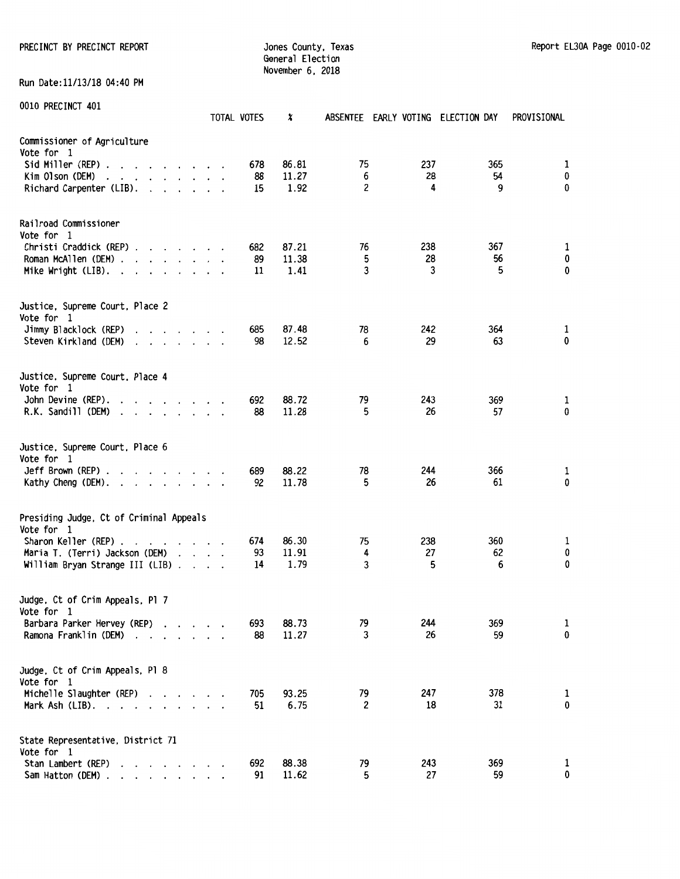PRECINCT BY PRECINCT REPORT

Jones County, Texas
General Election
November 6, 2018

Report EL30A Page 0010-02

Run Date:11/13/18 04:40 PM

## 0010 PRECINCT 401

| | TOTAL VOTES | % | ABSENTEE | EARLY VOTING | ELECTION DAY | PROVISIONAL |
|---|---|---|---|---|---|---|
| **Commissioner of Agriculture** | | | | | | |
| Vote for 1 | | | | | | |
| Sid Miller (REP) | 678 | 86.81 | 75 | 237 | 365 | 1 |
| Kim Olson (DEM) | 88 | 11.27 | 6 | 28 | 54 | 0 |
| Richard Carpenter (LIB) | 15 | 1.92 | 2 | 4 | 9 | 0 |
| **Railroad Commissioner** | | | | | | |
| Vote for 1 | | | | | | |
| Christi Craddick (REP) | 682 | 87.21 | 76 | 238 | 367 | 1 |
| Roman McAllen (DEM) | 89 | 11.38 | 5 | 28 | 56 | 0 |
| Mike Wright (LIB) | 11 | 1.41 | 3 | 3 | 5 | 0 |
| **Justice, Supreme Court, Place 2** | | | | | | |
| Vote for 1 | | | | | | |
| Jimmy Blacklock (REP) | 685 | 87.48 | 78 | 242 | 364 | 1 |
| Steven Kirkland (DEM) | 98 | 12.52 | 6 | 29 | 63 | 0 |
| **Justice, Supreme Court, Place 4** | | | | | | |
| Vote for 1 | | | | | | |
| John Devine (REP) | 692 | 88.72 | 79 | 243 | 369 | 1 |
| R.K. Sandill (DEM) | 88 | 11.28 | 5 | 26 | 57 | 0 |
| **Justice, Supreme Court, Place 6** | | | | | | |
| Vote for 1 | | | | | | |
| Jeff Brown (REP) | 689 | 88.22 | 78 | 244 | 366 | 1 |
| Kathy Cheng (DEM) | 92 | 11.78 | 5 | 26 | 61 | 0 |
| **Presiding Judge, Ct of Criminal Appeals** | | | | | | |
| Vote for 1 | | | | | | |
| Sharon Keller (REP) | 674 | 86.30 | 75 | 238 | 360 | 1 |
| Maria T. (Terri) Jackson (DEM) | 93 | 11.91 | 4 | 27 | 62 | 0 |
| William Bryan Strange III (LIB) | 14 | 1.79 | 3 | 5 | 6 | 0 |
| **Judge, Ct of Crim Appeals, Pl 7** | | | | | | |
| Vote for 1 | | | | | | |
| Barbara Parker Hervey (REP) | 693 | 88.73 | 79 | 244 | 369 | 1 |
| Ramona Franklin (DEM) | 88 | 11.27 | 3 | 26 | 59 | 0 |
| **Judge, Ct of Crim Appeals, Pl 8** | | | | | | |
| Vote for 1 | | | | | | |
| Michelle Slaughter (REP) | 705 | 93.25 | 79 | 247 | 378 | 1 |
| Mark Ash (LIB) | 51 | 6.75 | 2 | 18 | 31 | 0 |
| **State Representative, District 71** | | | | | | |
| Vote for 1 | | | | | | |
| Stan Lambert (REP) | 692 | 88.38 | 79 | 243 | 369 | 1 |
| Sam Hatton (DEM) | 91 | 11.62 | 5 | 27 | 59 | 0 |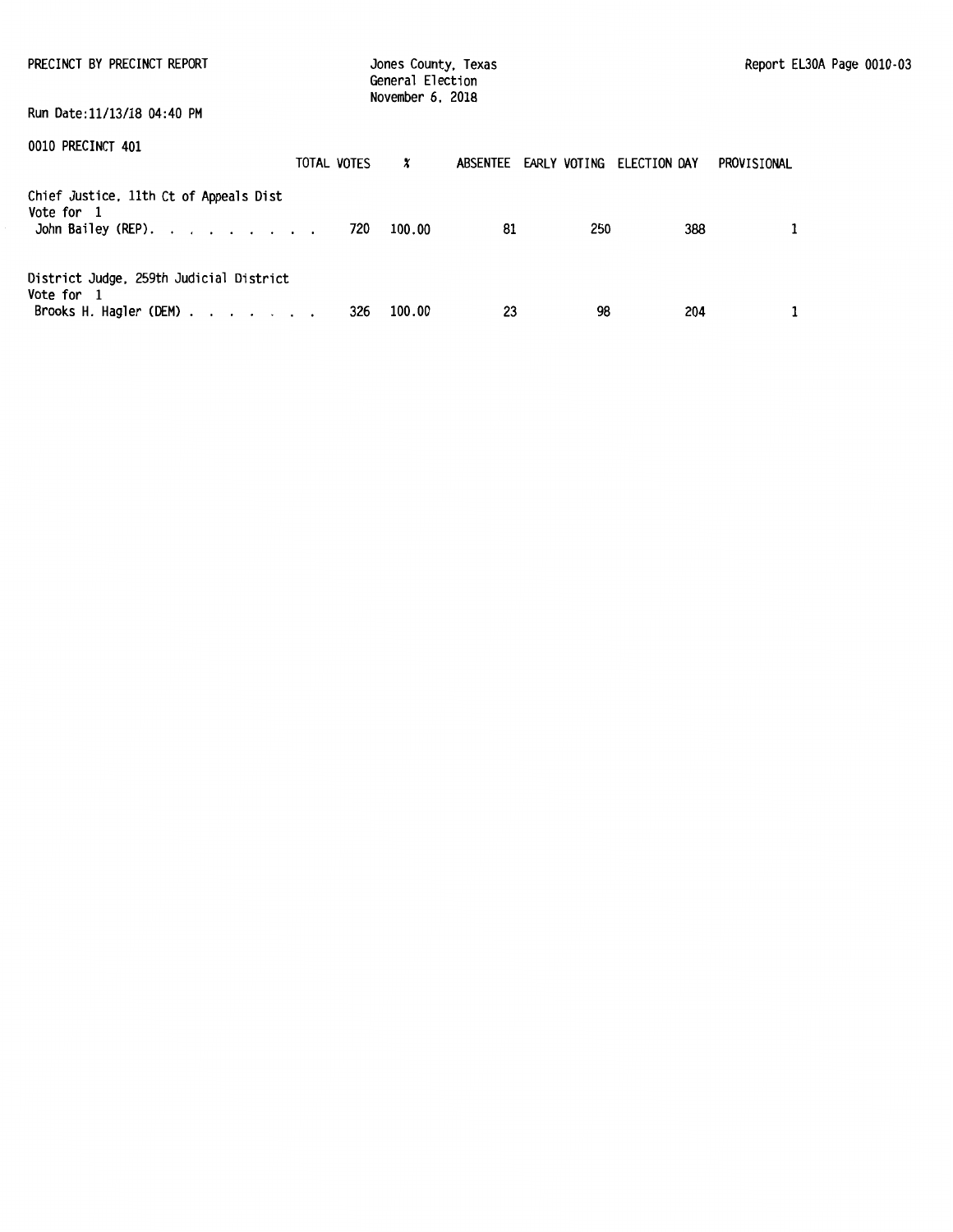PRECINCT BY PRECINCT REPORT

Jones County, Texas
General Election
November 6, 2018

Report EL30A Page 0010-03

Run Date:11/13/18 04:40 PM

0010 PRECINCT 401

| | TOTAL VOTES | % | ABSENTEE | EARLY VOTING | ELECTION DAY | PROVISIONAL |
|---|---|---|---|---|---|---|
| **Chief Justice, 11th Ct of Appeals Dist** | | | | | | |
| Vote for 1 | | | | | | |
| John Bailey (REP). . . . . . . . . | 720 | 100.00 | 81 | 250 | 388 | 1 |
| **District Judge, 259th Judicial District** | | | | | | |
| Vote for 1 | | | | | | |
| Brooks H. Hagler (DEM) . . . . . . . | 326 | 100.00 | 23 | 98 | 204 | 1 |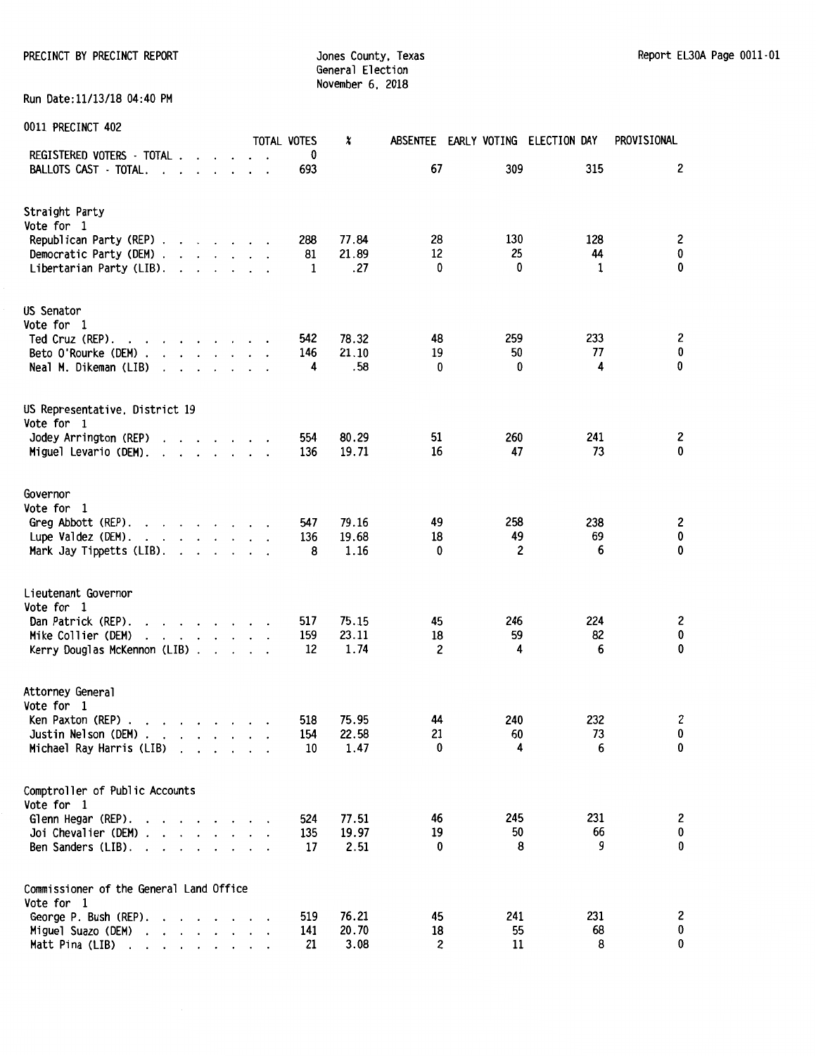PRECINCT BY PRECINCT REPORT

Jones County, Texas
General Election
November 6, 2018

Run Date:11/13/18 04:40 PM

0011 PRECINCT 402

| | TOTAL VOTES | % | ABSENTEE | EARLY VOTING | ELECTION DAY | PROVISIONAL |
|---|---|---|---|---|---|---|
| REGISTERED VOTERS - TOTAL | 0 | | | | | |
| BALLOTS CAST - TOTAL | 693 | | 67 | 309 | 315 | 2 |
| **Straight Party** Vote for 1 | | | | | | |
| Republican Party (REP) | 288 | 77.84 | 28 | 130 | 128 | 2 |
| Democratic Party (DEM) | 81 | 21.89 | 12 | 25 | 44 | 0 |
| Libertarian Party (LIB) | 1 | .27 | 0 | 0 | 1 | 0 |
| **US Senator** Vote for 1 | | | | | | |
| Ted Cruz (REP) | 542 | 78.32 | 48 | 259 | 233 | 2 |
| Beto O'Rourke (DEM) | 146 | 21.10 | 19 | 50 | 77 | 0 |
| Neal M. Dikeman (LIB) | 4 | .58 | 0 | 0 | 4 | 0 |
| **US Representative, District 19** Vote for 1 | | | | | | |
| Jodey Arrington (REP) | 554 | 80.29 | 51 | 260 | 241 | 2 |
| Miguel Levario (DEM) | 136 | 19.71 | 16 | 47 | 73 | 0 |
| **Governor** Vote for 1 | | | | | | |
| Greg Abbott (REP) | 547 | 79.16 | 49 | 258 | 238 | 2 |
| Lupe Valdez (DEM) | 136 | 19.68 | 18 | 49 | 69 | 0 |
| Mark Jay Tippetts (LIB) | 8 | 1.16 | 0 | 2 | 6 | 0 |
| **Lieutenant Governor** Vote for 1 | | | | | | |
| Dan Patrick (REP) | 517 | 75.15 | 45 | 246 | 224 | 2 |
| Mike Collier (DEM) | 159 | 23.11 | 18 | 59 | 82 | 0 |
| Kerry Douglas McKennon (LIB) | 12 | 1.74 | 2 | 4 | 6 | 0 |
| **Attorney General** Vote for 1 | | | | | | |
| Ken Paxton (REP) | 518 | 75.95 | 44 | 240 | 232 | 2 |
| Justin Nelson (DEM) | 154 | 22.58 | 21 | 60 | 73 | 0 |
| Michael Ray Harris (LIB) | 10 | 1.47 | 0 | 4 | 6 | 0 |
| **Comptroller of Public Accounts** Vote for 1 | | | | | | |
| Glenn Hegar (REP) | 524 | 77.51 | 46 | 245 | 231 | 2 |
| Joi Chevalier (DEM) | 135 | 19.97 | 19 | 50 | 66 | 0 |
| Ben Sanders (LIB) | 17 | 2.51 | 0 | 8 | 9 | 0 |
| **Commissioner of the General Land Office** Vote for 1 | | | | | | |
| George P. Bush (REP) | 519 | 76.21 | 45 | 241 | 231 | 2 |
| Miguel Suazo (DEM) | 141 | 20.70 | 18 | 55 | 68 | 0 |
| Matt Pina (LIB) | 21 | 3.08 | 2 | 11 | 8 | 0 |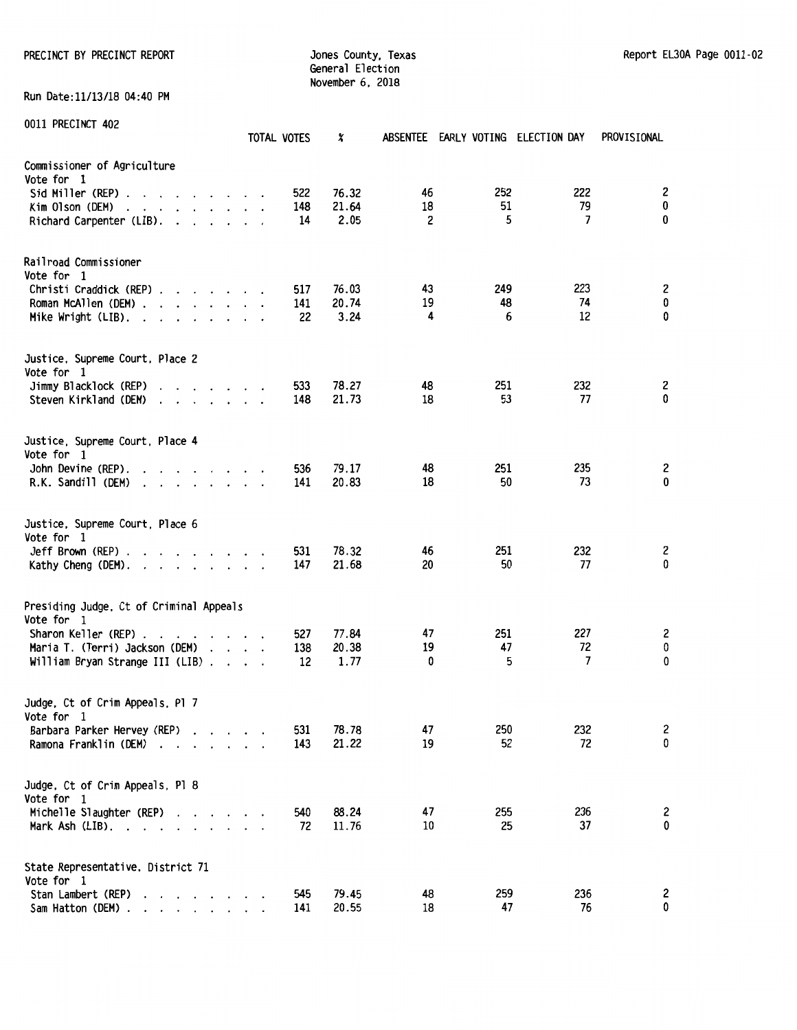PRECINCT BY PRECINCT REPORT

Jones County, Texas
General Election
November 6, 2018

Run Date:11/13/18 04:40 PM

0011 PRECINCT 402

| | TOTAL VOTES | % | ABSENTEE | EARLY VOTING | ELECTION DAY | PROVISIONAL |
|---|---|---|---|---|---|---|
| **Commissioner of Agriculture** | | | | | | |
| Vote for 1 | | | | | | |
| Sid Miller (REP) | 522 | 76.32 | 46 | 252 | 222 | 2 |
| Kim Olson (DEM) | 148 | 21.64 | 18 | 51 | 79 | 0 |
| Richard Carpenter (LIB) | 14 | 2.05 | 2 | 5 | 7 | 0 |
| **Railroad Commissioner** | | | | | | |
| Vote for 1 | | | | | | |
| Christi Craddick (REP) | 517 | 76.03 | 43 | 249 | 223 | 2 |
| Roman McAllen (DEM) | 141 | 20.74 | 19 | 48 | 74 | 0 |
| Mike Wright (LIB) | 22 | 3.24 | 4 | 6 | 12 | 0 |
| **Justice, Supreme Court, Place 2** | | | | | | |
| Vote for 1 | | | | | | |
| Jimmy Blacklock (REP) | 533 | 78.27 | 48 | 251 | 232 | 2 |
| Steven Kirkland (DEM) | 148 | 21.73 | 18 | 53 | 77 | 0 |
| **Justice, Supreme Court, Place 4** | | | | | | |
| Vote for 1 | | | | | | |
| John Devine (REP) | 536 | 79.17 | 48 | 251 | 235 | 2 |
| R.K. Sandill (DEM) | 141 | 20.83 | 18 | 50 | 73 | 0 |
| **Justice, Supreme Court, Place 6** | | | | | | |
| Vote for 1 | | | | | | |
| Jeff Brown (REP) | 531 | 78.32 | 46 | 251 | 232 | 2 |
| Kathy Cheng (DEM) | 147 | 21.68 | 20 | 50 | 77 | 0 |
| **Presiding Judge, Ct of Criminal Appeals** | | | | | | |
| Vote for 1 | | | | | | |
| Sharon Keller (REP) | 527 | 77.84 | 47 | 251 | 227 | 2 |
| Maria T. (Terri) Jackson (DEM) | 138 | 20.38 | 19 | 47 | 72 | 0 |
| William Bryan Strange III (LIB) | 12 | 1.77 | 0 | 5 | 7 | 0 |
| **Judge, Ct of Crim Appeals, Pl 7** | | | | | | |
| Vote for 1 | | | | | | |
| Barbara Parker Hervey (REP) | 531 | 78.78 | 47 | 250 | 232 | 2 |
| Ramona Franklin (DEM) | 143 | 21.22 | 19 | 52 | 72 | 0 |
| **Judge, Ct of Crim Appeals, Pl 8** | | | | | | |
| Vote for 1 | | | | | | |
| Michelle Slaughter (REP) | 540 | 88.24 | 47 | 255 | 236 | 2 |
| Mark Ash (LIB) | 72 | 11.76 | 10 | 25 | 37 | 0 |
| **State Representative, District 71** | | | | | | |
| Vote for 1 | | | | | | |
| Stan Lambert (REP) | 545 | 79.45 | 48 | 259 | 236 | 2 |
| Sam Hatton (DEM) | 141 | 20.55 | 18 | 47 | 76 | 0 |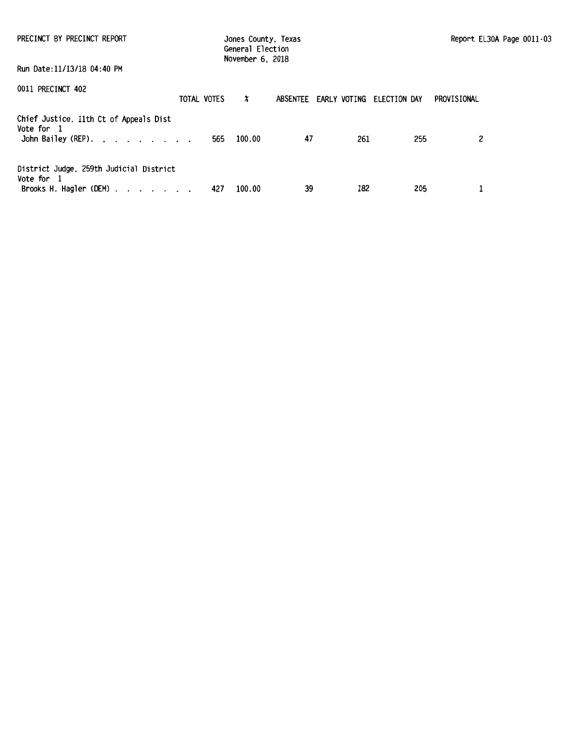PRECINCT BY PRECINCT REPORT

Jones County, Texas
General Election
November 6, 2018

Report EL30A Page 0011-03

Run Date:11/13/18 04:40 PM

0011 PRECINCT 402

| | TOTAL VOTES | % | ABSENTEE | EARLY VOTING | ELECTION DAY | PROVISIONAL |
|---|---|---|---|---|---|---|
| **Chief Justice, 11th Ct of Appeals Dist** | | | | | | |
| Vote for 1 | | | | | | |
| John Bailey (REP). . . . . . . . . | 565 | 100.00 | 47 | 261 | 255 | 2 |
| **District Judge, 259th Judicial District** | | | | | | |
| Vote for 1 | | | | | | |
| Brooks H. Hagler (DEM) . . . . . . . | 427 | 100.00 | 39 | 182 | 205 | 1 |